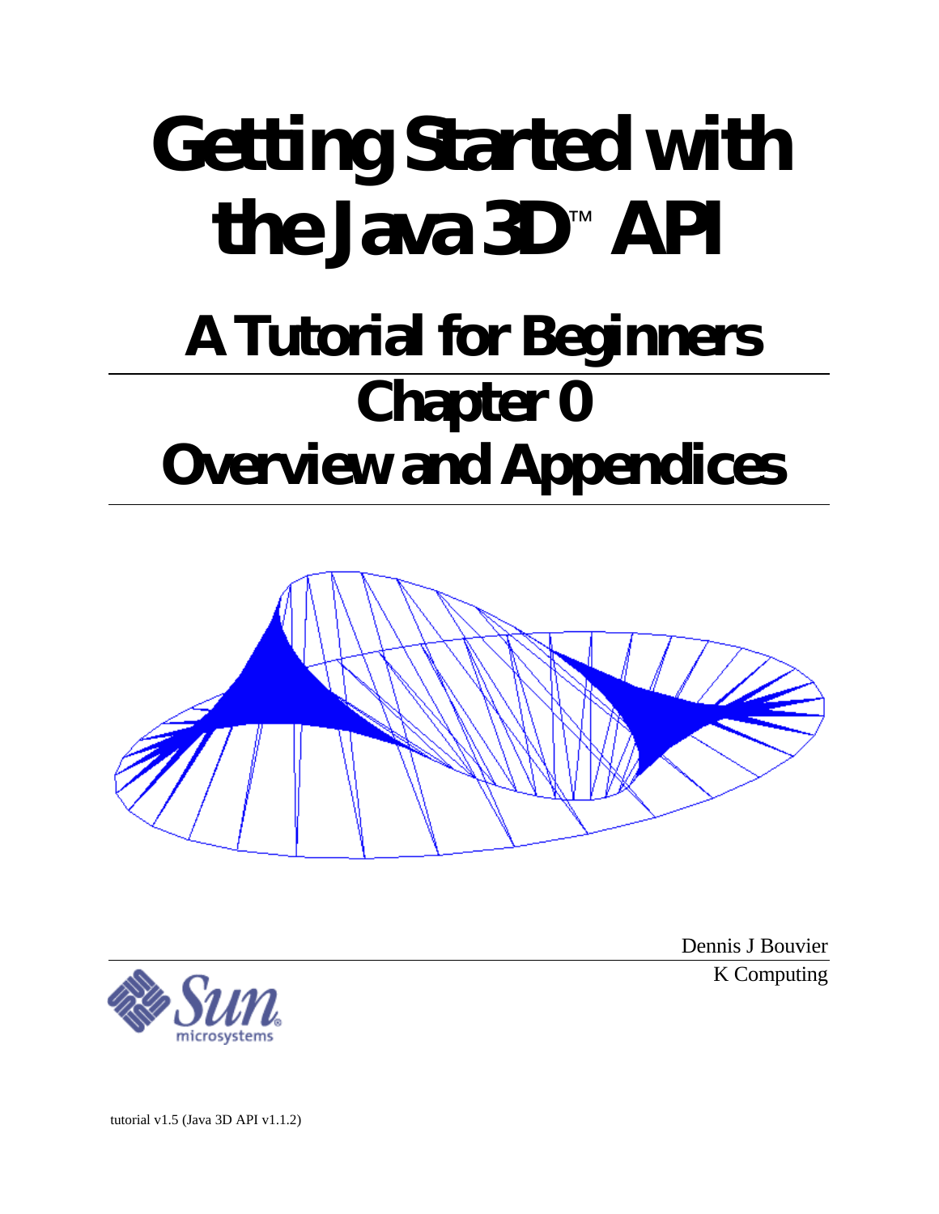# Getting Started with the Java 3D™ API

## A Tutorial for Beginners

## Chapter 0
## Overview and Appendices

Dennis J Bouvier

K Computing

tutorial v1.5 (Java 3D API v1.1.2)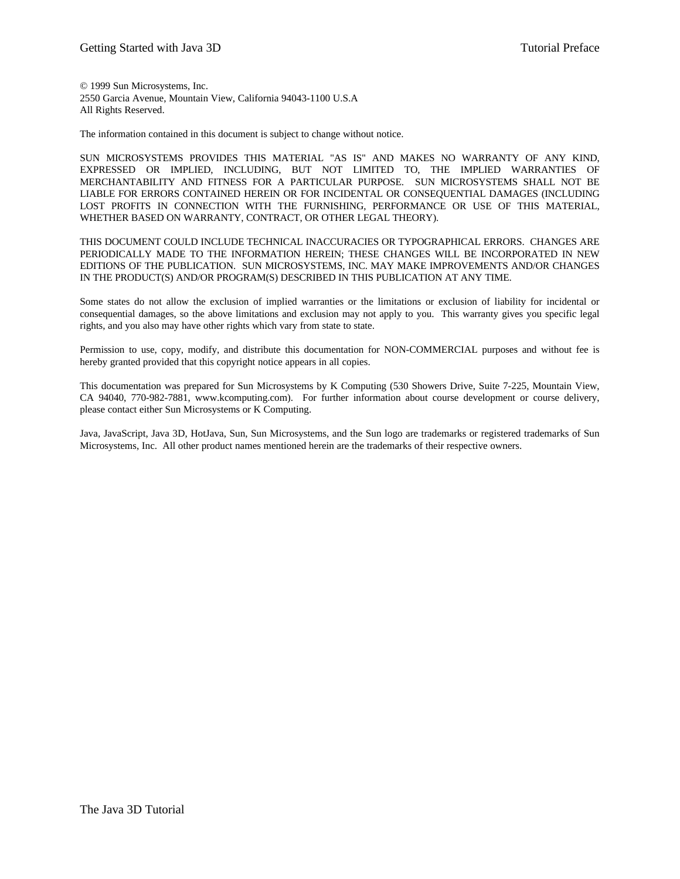© 1999 Sun Microsystems, Inc.
2550 Garcia Avenue, Mountain View, California 94043-1100 U.S.A
All Rights Reserved.

The information contained in this document is subject to change without notice.

SUN MICROSYSTEMS PROVIDES THIS MATERIAL "AS IS" AND MAKES NO WARRANTY OF ANY KIND, EXPRESSED OR IMPLIED, INCLUDING, BUT NOT LIMITED TO, THE IMPLIED WARRANTIES OF MERCHANTABILITY AND FITNESS FOR A PARTICULAR PURPOSE. SUN MICROSYSTEMS SHALL NOT BE LIABLE FOR ERRORS CONTAINED HEREIN OR FOR INCIDENTAL OR CONSEQUENTIAL DAMAGES (INCLUDING LOST PROFITS IN CONNECTION WITH THE FURNISHING, PERFORMANCE OR USE OF THIS MATERIAL, WHETHER BASED ON WARRANTY, CONTRACT, OR OTHER LEGAL THEORY).

THIS DOCUMENT COULD INCLUDE TECHNICAL INACCURACIES OR TYPOGRAPHICAL ERRORS. CHANGES ARE PERIODICALLY MADE TO THE INFORMATION HEREIN; THESE CHANGES WILL BE INCORPORATED IN NEW EDITIONS OF THE PUBLICATION. SUN MICROSYSTEMS, INC. MAY MAKE IMPROVEMENTS AND/OR CHANGES IN THE PRODUCT(S) AND/OR PROGRAM(S) DESCRIBED IN THIS PUBLICATION AT ANY TIME.

Some states do not allow the exclusion of implied warranties or the limitations or exclusion of liability for incidental or consequential damages, so the above limitations and exclusion may not apply to you. This warranty gives you specific legal rights, and you also may have other rights which vary from state to state.

Permission to use, copy, modify, and distribute this documentation for NON-COMMERCIAL purposes and without fee is hereby granted provided that this copyright notice appears in all copies.

This documentation was prepared for Sun Microsystems by K Computing (530 Showers Drive, Suite 7-225, Mountain View, CA 94040, 770-982-7881, www.kcomputing.com). For further information about course development or course delivery, please contact either Sun Microsystems or K Computing.

Java, JavaScript, Java 3D, HotJava, Sun, Sun Microsystems, and the Sun logo are trademarks or registered trademarks of Sun Microsystems, Inc. All other product names mentioned herein are the trademarks of their respective owners.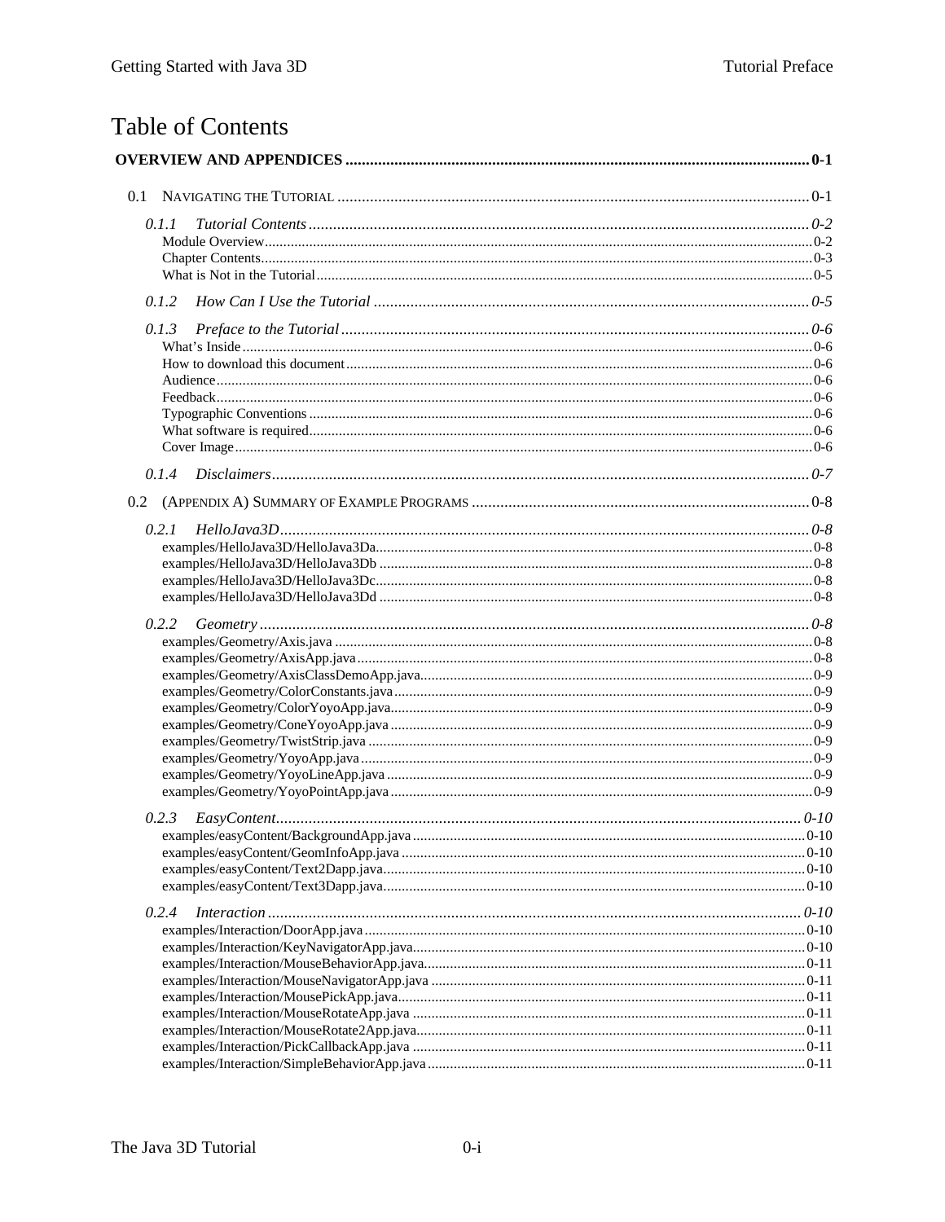# Table of Contents

**OVERVIEW AND APPENDICES .......... 0-1**

0.1 NAVIGATING THE TUTORIAL .......... 0-1

*0.1.1 Tutorial Contents .......... 0-2*

Module Overview .......... 0-2
Chapter Contents .......... 0-3
What is Not in the Tutorial .......... 0-5

*0.1.2 How Can I Use the Tutorial .......... 0-5*

*0.1.3 Preface to the Tutorial .......... 0-6*

What's Inside .......... 0-6
How to download this document .......... 0-6
Audience .......... 0-6
Feedback .......... 0-6
Typographic Conventions .......... 0-6
What software is required .......... 0-6
Cover Image .......... 0-6

*0.1.4 Disclaimers .......... 0-7*

0.2 (APPENDIX A) SUMMARY OF EXAMPLE PROGRAMS .......... 0-8

*0.2.1 HelloJava3D .......... 0-8*

examples/HelloJava3D/HelloJava3Da .......... 0-8
examples/HelloJava3D/HelloJava3Db .......... 0-8
examples/HelloJava3D/HelloJava3Dc .......... 0-8
examples/HelloJava3D/HelloJava3Dd .......... 0-8

*0.2.2 Geometry .......... 0-8*

examples/Geometry/Axis.java .......... 0-8
examples/Geometry/AxisApp.java .......... 0-8
examples/Geometry/AxisClassDemoApp.java .......... 0-9
examples/Geometry/ColorConstants.java .......... 0-9
examples/Geometry/ColorYoyoApp.java .......... 0-9
examples/Geometry/ConeYoyoApp.java .......... 0-9
examples/Geometry/TwistStrip.java .......... 0-9
examples/Geometry/YoyoApp.java .......... 0-9
examples/Geometry/YoyoLineApp.java .......... 0-9
examples/Geometry/YoyoPointApp.java .......... 0-9

*0.2.3 EasyContent .......... 0-10*

examples/easyContent/BackgroundApp.java .......... 0-10
examples/easyContent/GeomInfoApp.java .......... 0-10
examples/easyContent/Text2Dapp.java .......... 0-10
examples/easyContent/Text3Dapp.java .......... 0-10

*0.2.4 Interaction .......... 0-10*

examples/Interaction/DoorApp.java .......... 0-10
examples/Interaction/KeyNavigatorApp.java .......... 0-10
examples/Interaction/MouseBehaviorApp.java .......... 0-11
examples/Interaction/MouseNavigatorApp.java .......... 0-11
examples/Interaction/MousePickApp.java .......... 0-11
examples/Interaction/MouseRotateApp.java .......... 0-11
examples/Interaction/MouseRotate2App.java .......... 0-11
examples/Interaction/PickCallbackApp.java .......... 0-11
examples/Interaction/SimpleBehaviorApp.java .......... 0-11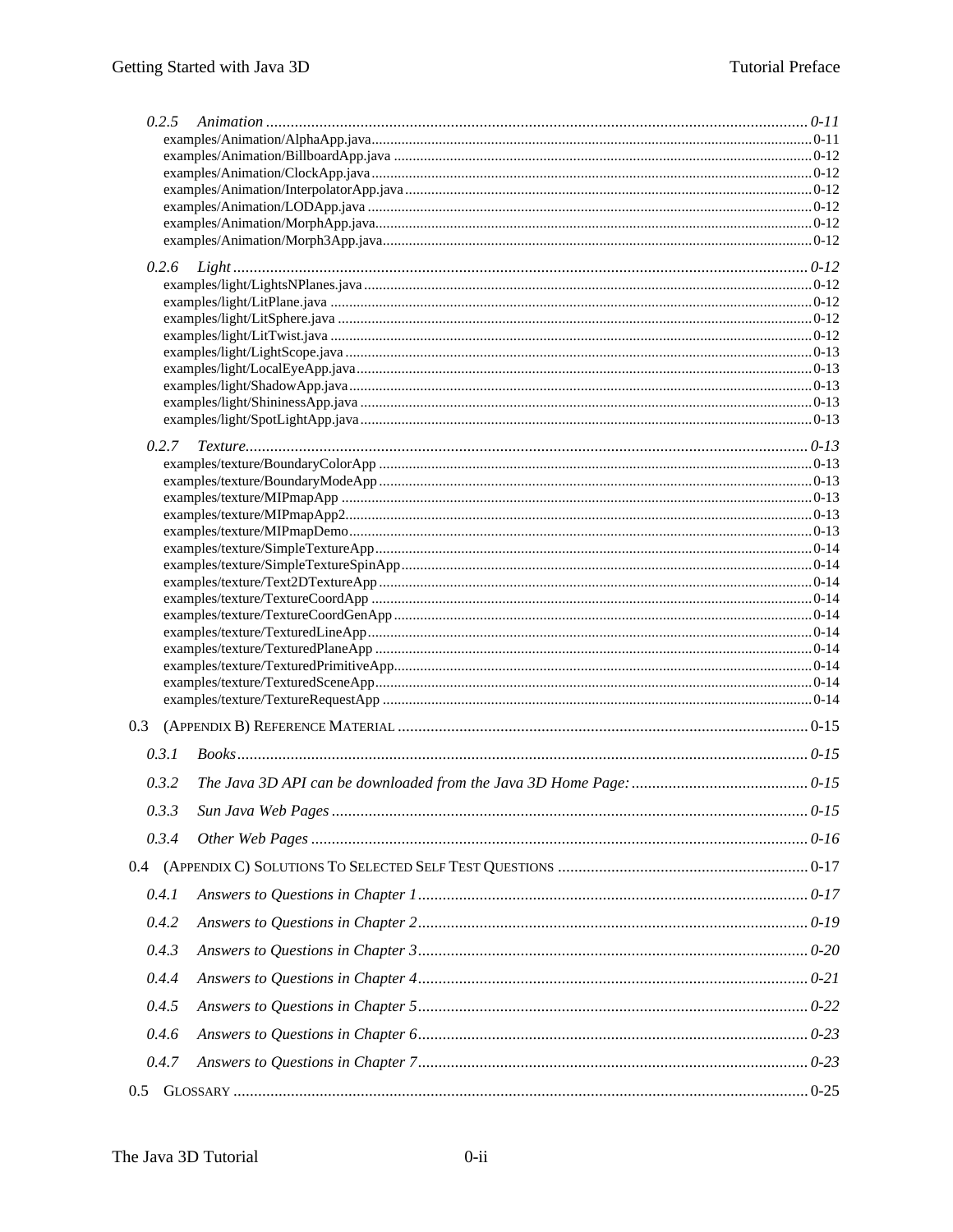- *0.2.5 Animation ........ 0-11*
  - examples/Animation/AlphaApp.java ........ 0-11
  - examples/Animation/BillboardApp.java ........ 0-12
  - examples/Animation/ClockApp.java ........ 0-12
  - examples/Animation/InterpolatorApp.java ........ 0-12
  - examples/Animation/LODApp.java ........ 0-12
  - examples/Animation/MorphApp.java ........ 0-12
  - examples/Animation/Morph3App.java ........ 0-12
- *0.2.6 Light ........ 0-12*
  - examples/light/LightsNPlanes.java ........ 0-12
  - examples/light/LitPlane.java ........ 0-12
  - examples/light/LitSphere.java ........ 0-12
  - examples/light/LitTwist.java ........ 0-12
  - examples/light/LightScope.java ........ 0-13
  - examples/light/LocalEyeApp.java ........ 0-13
  - examples/light/ShadowApp.java ........ 0-13
  - examples/light/ShininessApp.java ........ 0-13
  - examples/light/SpotLightApp.java ........ 0-13
- *0.2.7 Texture ........ 0-13*
  - examples/texture/BoundaryColorApp ........ 0-13
  - examples/texture/BoundaryModeApp ........ 0-13
  - examples/texture/MIPmapApp ........ 0-13
  - examples/texture/MIPmapApp2 ........ 0-13
  - examples/texture/MIPmapDemo ........ 0-13
  - examples/texture/SimpleTextureApp ........ 0-14
  - examples/texture/SimpleTextureSpinApp ........ 0-14
  - examples/texture/Text2DTextureApp ........ 0-14
  - examples/texture/TextureCoordApp ........ 0-14
  - examples/texture/TextureCoordGenApp ........ 0-14
  - examples/texture/TexturedLineApp ........ 0-14
  - examples/texture/TexturedPlaneApp ........ 0-14
  - examples/texture/TexturedPrimitiveApp ........ 0-14
  - examples/texture/TexturedSceneApp ........ 0-14
  - examples/texture/TextureRequestApp ........ 0-14

0.3 (APPENDIX B) REFERENCE MATERIAL ........ 0-15

- *0.3.1 Books ........ 0-15*
- *0.3.2 The Java 3D API can be downloaded from the Java 3D Home Page: ........ 0-15*
- *0.3.3 Sun Java Web Pages ........ 0-15*
- *0.3.4 Other Web Pages ........ 0-16*

0.4 (APPENDIX C) SOLUTIONS TO SELECTED SELF TEST QUESTIONS ........ 0-17

- *0.4.1 Answers to Questions in Chapter 1 ........ 0-17*
- *0.4.2 Answers to Questions in Chapter 2 ........ 0-19*
- *0.4.3 Answers to Questions in Chapter 3 ........ 0-20*
- *0.4.4 Answers to Questions in Chapter 4 ........ 0-21*
- *0.4.5 Answers to Questions in Chapter 5 ........ 0-22*
- *0.4.6 Answers to Questions in Chapter 6 ........ 0-23*
- *0.4.7 Answers to Questions in Chapter 7 ........ 0-23*

0.5 GLOSSARY ........ 0-25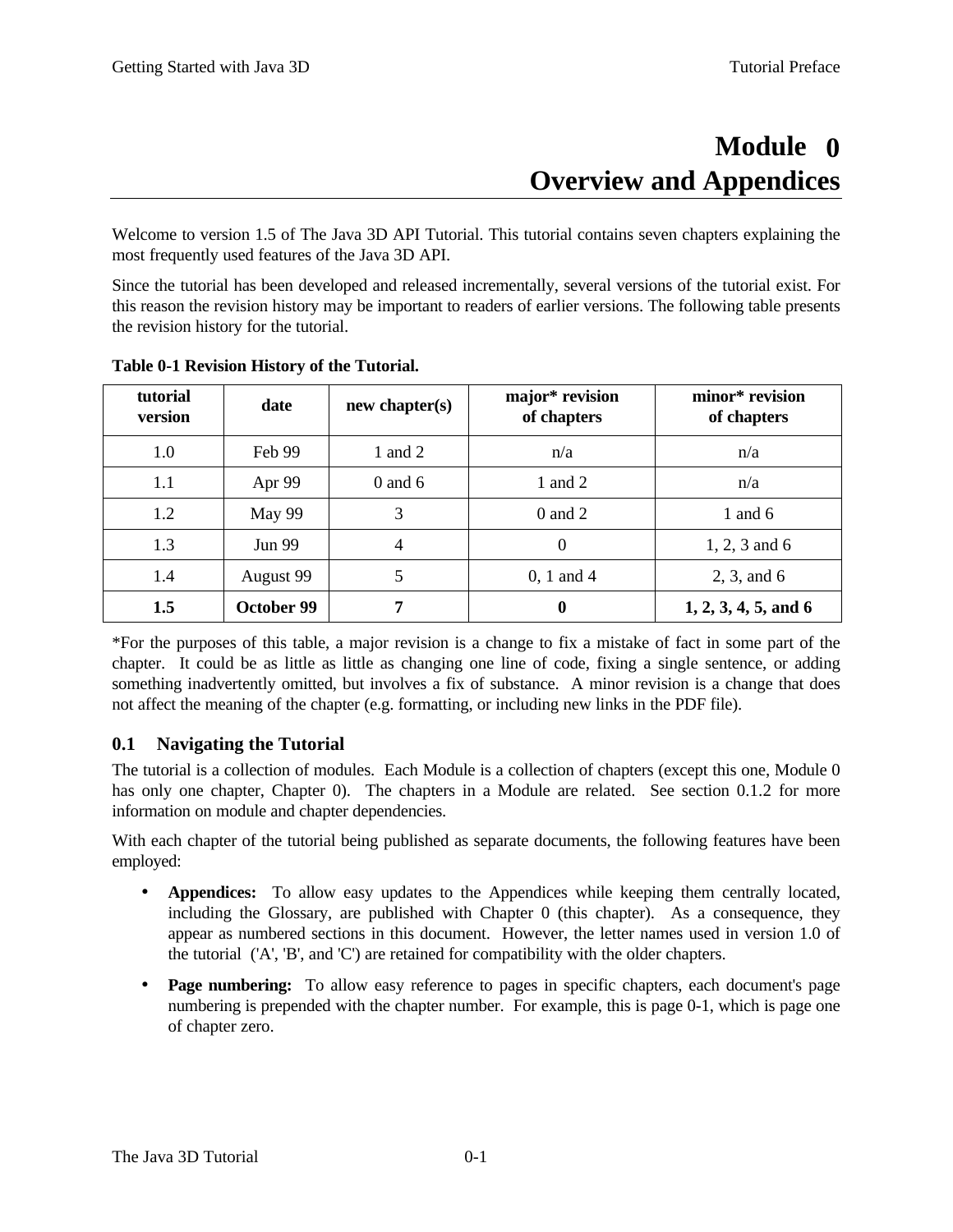# Module 0
# Overview and Appendices

Welcome to version 1.5 of The Java 3D API Tutorial. This tutorial contains seven chapters explaining the most frequently used features of the Java 3D API.

Since the tutorial has been developed and released incrementally, several versions of the tutorial exist. For this reason the revision history may be important to readers of earlier versions. The following table presents the revision history for the tutorial.

**Table 0-1 Revision History of the Tutorial.**

| tutorial version | date | new chapter(s) | major* revision of chapters | minor* revision of chapters |
|---|---|---|---|---|
| 1.0 | Feb 99 | 1 and 2 | n/a | n/a |
| 1.1 | Apr 99 | 0 and 6 | 1 and 2 | n/a |
| 1.2 | May 99 | 3 | 0 and 2 | 1 and 6 |
| 1.3 | Jun 99 | 4 | 0 | 1, 2, 3 and 6 |
| 1.4 | August 99 | 5 | 0, 1 and 4 | 2, 3, and 6 |
| **1.5** | **October 99** | **7** | **0** | **1, 2, 3, 4, 5, and 6** |

*For the purposes of this table, a major revision is a change to fix a mistake of fact in some part of the chapter. It could be as little as little as changing one line of code, fixing a single sentence, or adding something inadvertently omitted, but involves a fix of substance. A minor revision is a change that does not affect the meaning of the chapter (e.g. formatting, or including new links in the PDF file).

## 0.1 Navigating the Tutorial

The tutorial is a collection of modules. Each Module is a collection of chapters (except this one, Module 0 has only one chapter, Chapter 0). The chapters in a Module are related. See section 0.1.2 for more information on module and chapter dependencies.

With each chapter of the tutorial being published as separate documents, the following features have been employed:

- **Appendices:** To allow easy updates to the Appendices while keeping them centrally located, including the Glossary, are published with Chapter 0 (this chapter). As a consequence, they appear as numbered sections in this document. However, the letter names used in version 1.0 of the tutorial ('A', 'B', and 'C') are retained for compatibility with the older chapters.
- **Page numbering:** To allow easy reference to pages in specific chapters, each document's page numbering is prepended with the chapter number. For example, this is page 0-1, which is page one of chapter zero.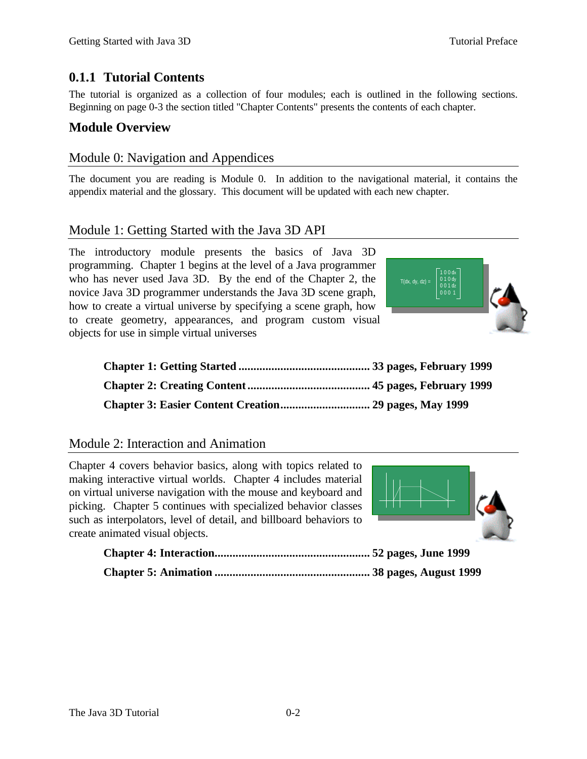### 0.1.1 Tutorial Contents

The tutorial is organized as a collection of four modules; each is outlined in the following sections. Beginning on page 0-3 the section titled "Chapter Contents" presents the contents of each chapter.

## Module Overview

### Module 0: Navigation and Appendices

The document you are reading is Module 0. In addition to the navigational material, it contains the appendix material and the glossary. This document will be updated with each new chapter.

### Module 1: Getting Started with the Java 3D API

The introductory module presents the basics of Java 3D programming. Chapter 1 begins at the level of a Java programmer who has never used Java 3D. By the end of the Chapter 2, the novice Java 3D programmer understands the Java 3D scene graph, how to create a virtual universe by specifying a scene graph, how to create geometry, appearances, and program custom visual objects for use in simple virtual universes

**Chapter 1: Getting Started ............................................ 33 pages, February 1999**

**Chapter 2: Creating Content ......................................... 45 pages, February 1999**

**Chapter 3: Easier Content Creation.............................. 29 pages, May 1999**

### Module 2: Interaction and Animation

Chapter 4 covers behavior basics, along with topics related to making interactive virtual worlds. Chapter 4 includes material on virtual universe navigation with the mouse and keyboard and picking. Chapter 5 continues with specialized behavior classes such as interpolators, level of detail, and billboard behaviors to create animated visual objects.

**Chapter 4: Interaction.................................................... 52 pages, June 1999**

**Chapter 5: Animation .................................................... 38 pages, August 1999**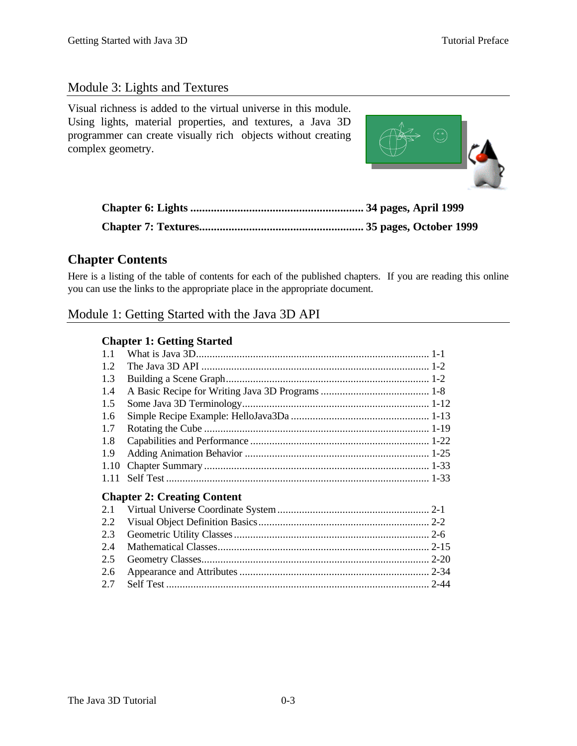## Module 3: Lights and Textures

Visual richness is added to the virtual universe in this module. Using lights, material properties, and textures, a Java 3D programmer can create visually rich objects without creating complex geometry.

**Chapter 6: Lights ........................................................... 34 pages, April 1999**

**Chapter 7: Textures........................................................ 35 pages, October 1999**

# Chapter Contents

Here is a listing of the table of contents for each of the published chapters. If you are reading this online you can use the links to the appropriate place in the appropriate document.

## Module 1: Getting Started with the Java 3D API

### Chapter 1: Getting Started

1.1 What is Java 3D...................................................................................... 1-1
1.2 The Java 3D API ..................................................................................... 1-2
1.3 Building a Scene Graph........................................................................... 1-2
1.4 A Basic Recipe for Writing Java 3D Programs ........................................ 1-8
1.5 Some Java 3D Terminology..................................................................... 1-12
1.6 Simple Recipe Example: HelloJava3Da ................................................... 1-13
1.7 Rotating the Cube ................................................................................... 1-19
1.8 Capabilities and Performance .................................................................. 1-22
1.9 Adding Animation Behavior .................................................................... 1-25
1.10 Chapter Summary ................................................................................... 1-33
1.11 Self Test ................................................................................................. 1-33

### Chapter 2: Creating Content

2.1 Virtual Universe Coordinate System ........................................................ 2-1
2.2 Visual Object Definition Basics............................................................... 2-2
2.3 Geometric Utility Classes ........................................................................ 2-6
2.4 Mathematical Classes.............................................................................. 2-15
2.5 Geometry Classes.................................................................................... 2-20
2.6 Appearance and Attributes ...................................................................... 2-34
2.7 Self Test ................................................................................................. 2-44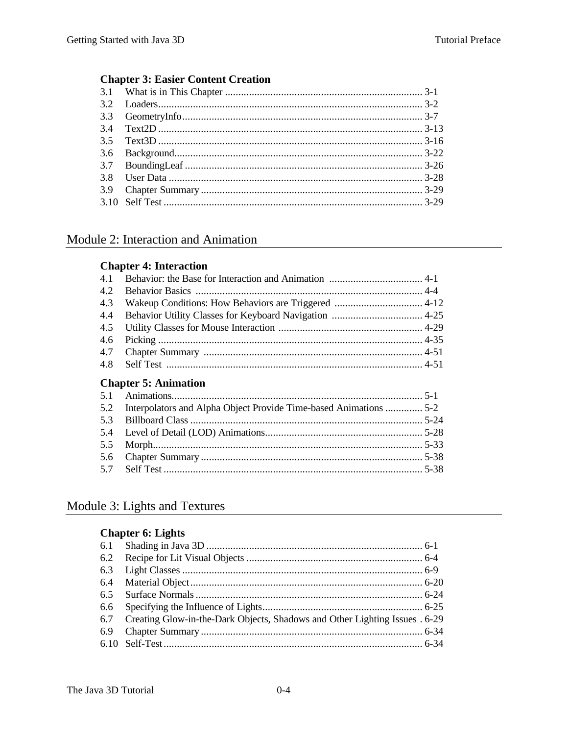### Chapter 3: Easier Content Creation

3.1 What is in This Chapter ........................................................................ 3-1
3.2 Loaders........................................................................................ 3-2
3.3 GeometryInfo................................................................................ 3-7
3.4 Text2D ........................................................................................ 3-13
3.5 Text3D ........................................................................................ 3-16
3.6 Background.................................................................................. 3-22
3.7 BoundingLeaf ............................................................................... 3-26
3.8 User Data .................................................................................... 3-28
3.9 Chapter Summary ......................................................................... 3-29
3.10 Self Test ...................................................................................... 3-29

## Module 2: Interaction and Animation

### Chapter 4: Interaction

4.1 Behavior: the Base for Interaction and Animation .................................. 4-1
4.2 Behavior Basics ............................................................................ 4-4
4.3 Wakeup Conditions: How Behaviors are Triggered ................................ 4-12
4.4 Behavior Utility Classes for Keyboard Navigation ................................. 4-25
4.5 Utility Classes for Mouse Interaction ..................................................... 4-29
4.6 Picking ......................................................................................... 4-35
4.7 Chapter Summary ......................................................................... 4-51
4.8 Self Test ...................................................................................... 4-51

### Chapter 5: Animation

5.1 Animations.................................................................................... 5-1
5.2 Interpolators and Alpha Object Provide Time-based Animations .............. 5-2
5.3 Billboard Class ............................................................................. 5-24
5.4 Level of Detail (LOD) Animations.......................................................... 5-28
5.5 Morph........................................................................................... 5-33
5.6 Chapter Summary ......................................................................... 5-38
5.7 Self Test ...................................................................................... 5-38

## Module 3: Lights and Textures

### Chapter 6: Lights

6.1 Shading in Java 3D ....................................................................... 6-1
6.2 Recipe for Lit Visual Objects ......................................................... 6-4
6.3 Light Classes ................................................................................ 6-9
6.4 Material Object.............................................................................. 6-20
6.5 Surface Normals ........................................................................... 6-24
6.6 Specifying the Influence of Lights.......................................................... 6-25
6.7 Creating Glow-in-the-Dark Objects, Shadows and Other Lighting Issues . 6-29
6.9 Chapter Summary ......................................................................... 6-34
6.10 Self-Test....................................................................................... 6-34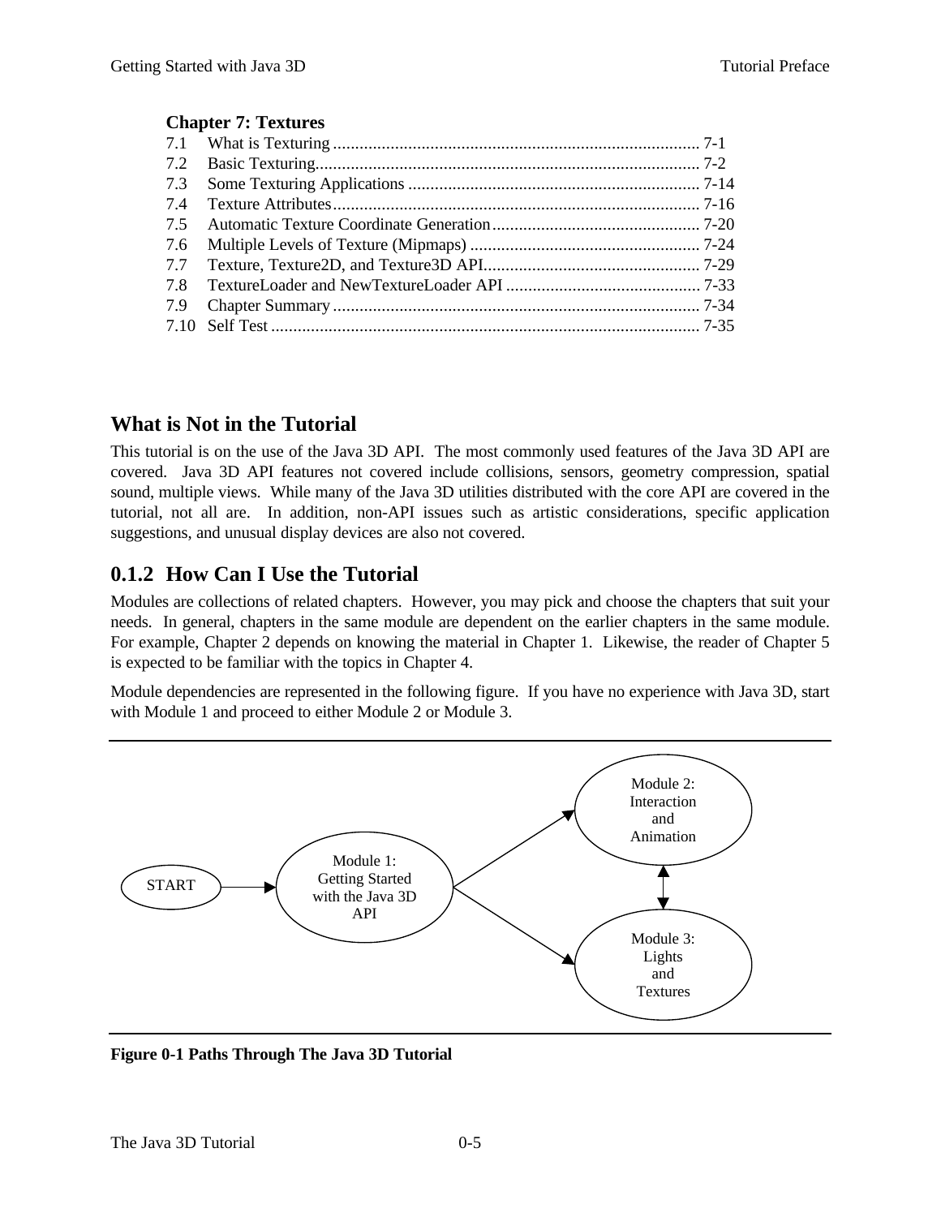**Chapter 7: Textures**

| | | |
|---|---|---|
| 7.1 | What is Texturing | 7-1 |
| 7.2 | Basic Texturing | 7-2 |
| 7.3 | Some Texturing Applications | 7-14 |
| 7.4 | Texture Attributes | 7-16 |
| 7.5 | Automatic Texture Coordinate Generation | 7-20 |
| 7.6 | Multiple Levels of Texture (Mipmaps) | 7-24 |
| 7.7 | Texture, Texture2D, and Texture3D API | 7-29 |
| 7.8 | TextureLoader and NewTextureLoader API | 7-33 |
| 7.9 | Chapter Summary | 7-34 |
| 7.10 | Self Test | 7-35 |

## What is Not in the Tutorial

This tutorial is on the use of the Java 3D API. The most commonly used features of the Java 3D API are covered. Java 3D API features not covered include collisions, sensors, geometry compression, spatial sound, multiple views. While many of the Java 3D utilities distributed with the core API are covered in the tutorial, not all are. In addition, non-API issues such as artistic considerations, specific application suggestions, and unusual display devices are also not covered.

## 0.1.2 How Can I Use the Tutorial

Modules are collections of related chapters. However, you may pick and choose the chapters that suit your needs. In general, chapters in the same module are dependent on the earlier chapters in the same module. For example, Chapter 2 depends on knowing the material in Chapter 1. Likewise, the reader of Chapter 5 is expected to be familiar with the topics in Chapter 4.

Module dependencies are represented in the following figure. If you have no experience with Java 3D, start with Module 1 and proceed to either Module 2 or Module 3.

START → Module 1: Getting Started with the Java 3D API → Module 2: Interaction and Animation / Module 3: Lights and Textures (Module 2 ↔ Module 3)

**Figure 0-1 Paths Through The Java 3D Tutorial**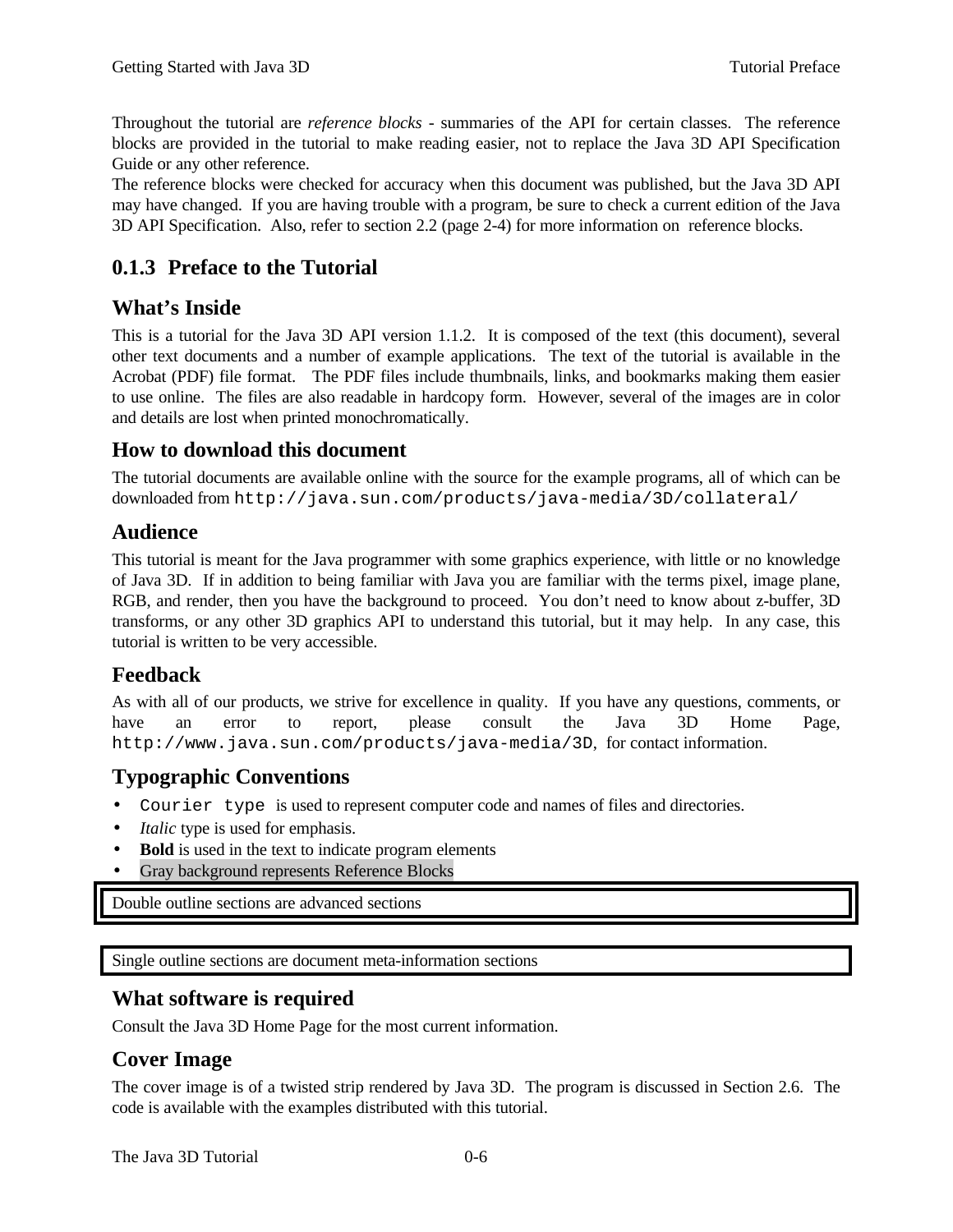Throughout the tutorial are *reference blocks* - summaries of the API for certain classes. The reference blocks are provided in the tutorial to make reading easier, not to replace the Java 3D API Specification Guide or any other reference.

The reference blocks were checked for accuracy when this document was published, but the Java 3D API may have changed. If you are having trouble with a program, be sure to check a current edition of the Java 3D API Specification. Also, refer to section 2.2 (page 2-4) for more information on reference blocks.

## 0.1.3 Preface to the Tutorial

### What's Inside

This is a tutorial for the Java 3D API version 1.1.2. It is composed of the text (this document), several other text documents and a number of example applications. The text of the tutorial is available in the Acrobat (PDF) file format. The PDF files include thumbnails, links, and bookmarks making them easier to use online. The files are also readable in hardcopy form. However, several of the images are in color and details are lost when printed monochromatically.

### How to download this document

The tutorial documents are available online with the source for the example programs, all of which can be downloaded from `http://java.sun.com/products/java-media/3D/collateral/`

### Audience

This tutorial is meant for the Java programmer with some graphics experience, with little or no knowledge of Java 3D. If in addition to being familiar with Java you are familiar with the terms pixel, image plane, RGB, and render, then you have the background to proceed. You don't need to know about z-buffer, 3D transforms, or any other 3D graphics API to understand this tutorial, but it may help. In any case, this tutorial is written to be very accessible.

### Feedback

As with all of our products, we strive for excellence in quality. If you have any questions, comments, or have an error to report, please consult the Java 3D Home Page, `http://www.java.sun.com/products/java-media/3D`, for contact information.

### Typographic Conventions

- `Courier type` is used to represent computer code and names of files and directories.
- *Italic* type is used for emphasis.
- **Bold** is used in the text to indicate program elements
- Gray background represents Reference Blocks

Double outline sections are advanced sections

Single outline sections are document meta-information sections

### What software is required

Consult the Java 3D Home Page for the most current information.

### Cover Image

The cover image is of a twisted strip rendered by Java 3D. The program is discussed in Section 2.6. The code is available with the examples distributed with this tutorial.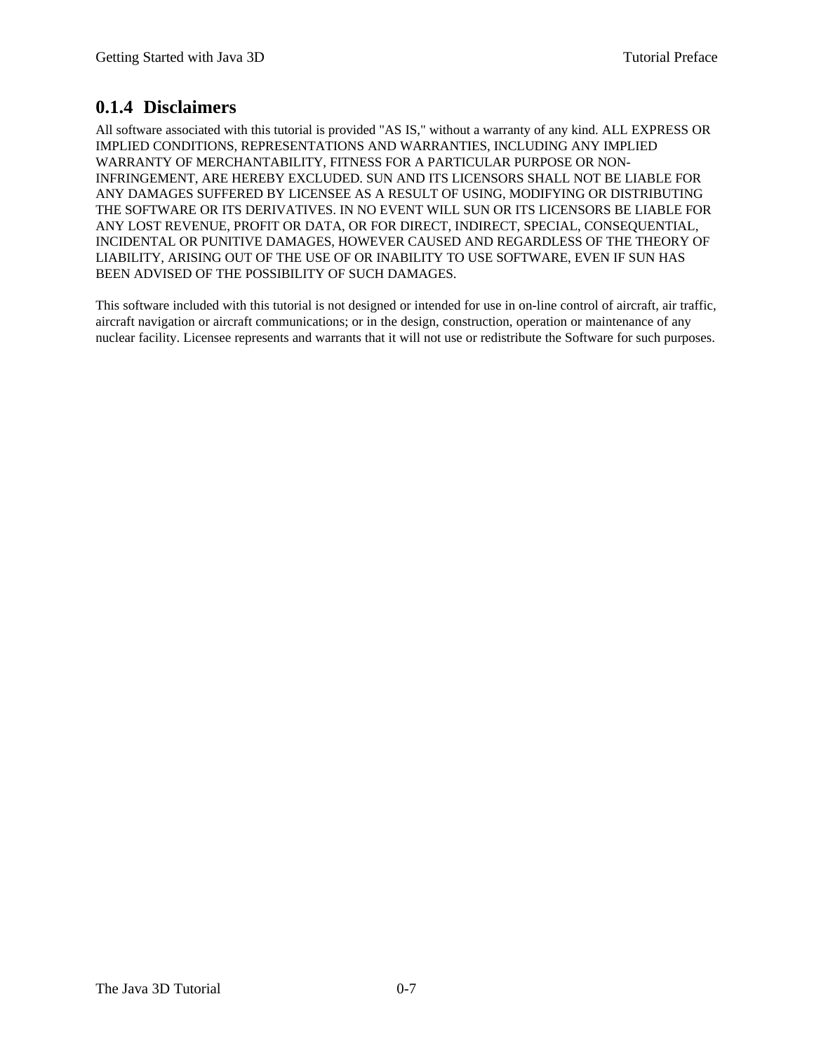### 0.1.4 Disclaimers

All software associated with this tutorial is provided "AS IS," without a warranty of any kind. ALL EXPRESS OR IMPLIED CONDITIONS, REPRESENTATIONS AND WARRANTIES, INCLUDING ANY IMPLIED WARRANTY OF MERCHANTABILITY, FITNESS FOR A PARTICULAR PURPOSE OR NON-INFRINGEMENT, ARE HEREBY EXCLUDED. SUN AND ITS LICENSORS SHALL NOT BE LIABLE FOR ANY DAMAGES SUFFERED BY LICENSEE AS A RESULT OF USING, MODIFYING OR DISTRIBUTING THE SOFTWARE OR ITS DERIVATIVES. IN NO EVENT WILL SUN OR ITS LICENSORS BE LIABLE FOR ANY LOST REVENUE, PROFIT OR DATA, OR FOR DIRECT, INDIRECT, SPECIAL, CONSEQUENTIAL, INCIDENTAL OR PUNITIVE DAMAGES, HOWEVER CAUSED AND REGARDLESS OF THE THEORY OF LIABILITY, ARISING OUT OF THE USE OF OR INABILITY TO USE SOFTWARE, EVEN IF SUN HAS BEEN ADVISED OF THE POSSIBILITY OF SUCH DAMAGES.

This software included with this tutorial is not designed or intended for use in on-line control of aircraft, air traffic, aircraft navigation or aircraft communications; or in the design, construction, operation or maintenance of any nuclear facility. Licensee represents and warrants that it will not use or redistribute the Software for such purposes.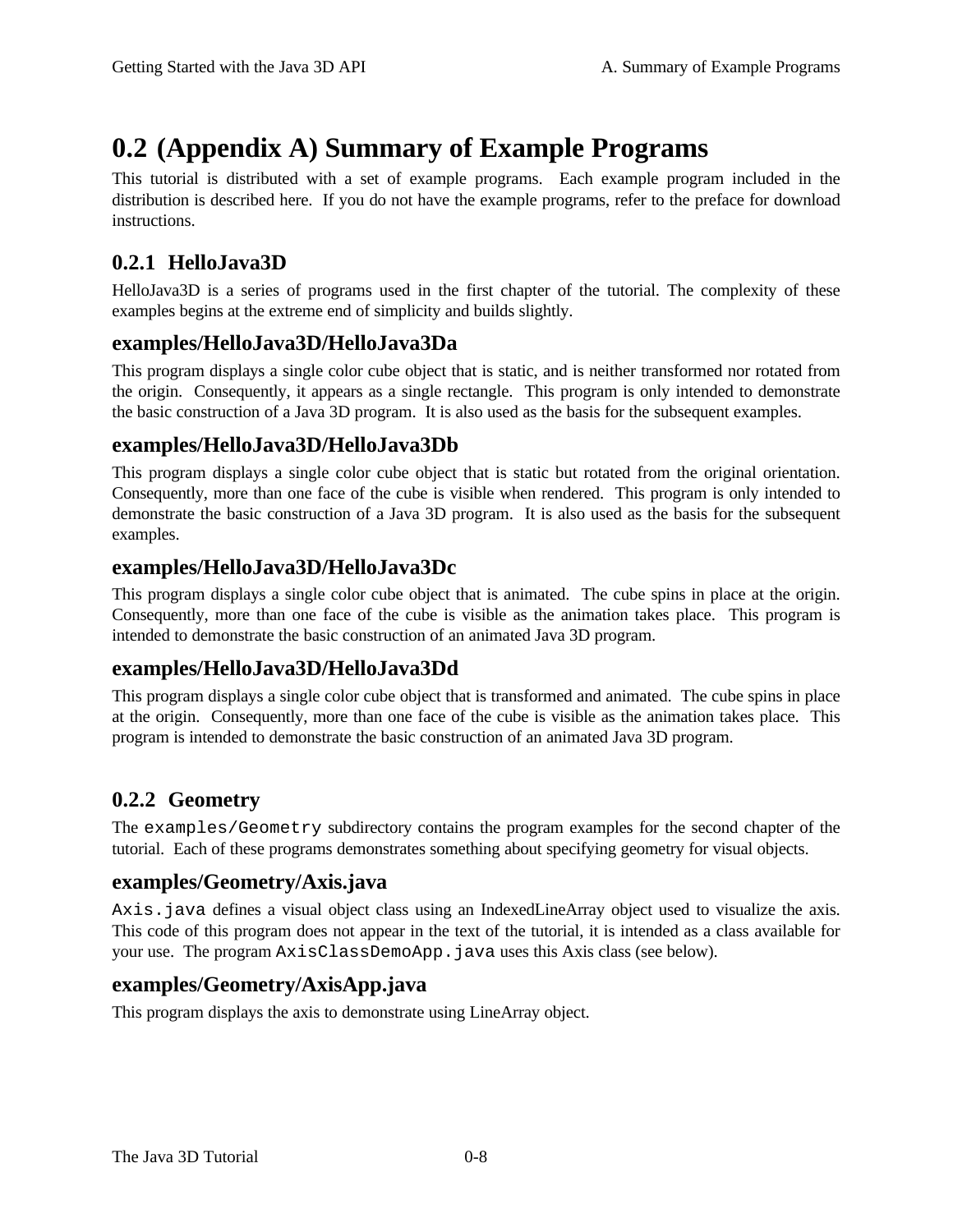# 0.2 (Appendix A) Summary of Example Programs

This tutorial is distributed with a set of example programs. Each example program included in the distribution is described here. If you do not have the example programs, refer to the preface for download instructions.

## 0.2.1 HelloJava3D

HelloJava3D is a series of programs used in the first chapter of the tutorial. The complexity of these examples begins at the extreme end of simplicity and builds slightly.

### examples/HelloJava3D/HelloJava3Da

This program displays a single color cube object that is static, and is neither transformed nor rotated from the origin. Consequently, it appears as a single rectangle. This program is only intended to demonstrate the basic construction of a Java 3D program. It is also used as the basis for the subsequent examples.

### examples/HelloJava3D/HelloJava3Db

This program displays a single color cube object that is static but rotated from the original orientation. Consequently, more than one face of the cube is visible when rendered. This program is only intended to demonstrate the basic construction of a Java 3D program. It is also used as the basis for the subsequent examples.

### examples/HelloJava3D/HelloJava3Dc

This program displays a single color cube object that is animated. The cube spins in place at the origin. Consequently, more than one face of the cube is visible as the animation takes place. This program is intended to demonstrate the basic construction of an animated Java 3D program.

### examples/HelloJava3D/HelloJava3Dd

This program displays a single color cube object that is transformed and animated. The cube spins in place at the origin. Consequently, more than one face of the cube is visible as the animation takes place. This program is intended to demonstrate the basic construction of an animated Java 3D program.

## 0.2.2 Geometry

The `examples/Geometry` subdirectory contains the program examples for the second chapter of the tutorial. Each of these programs demonstrates something about specifying geometry for visual objects.

### examples/Geometry/Axis.java

`Axis.java` defines a visual object class using an IndexedLineArray object used to visualize the axis. This code of this program does not appear in the text of the tutorial, it is intended as a class available for your use. The program `AxisClassDemoApp.java` uses this Axis class (see below).

### examples/Geometry/AxisApp.java

This program displays the axis to demonstrate using LineArray object.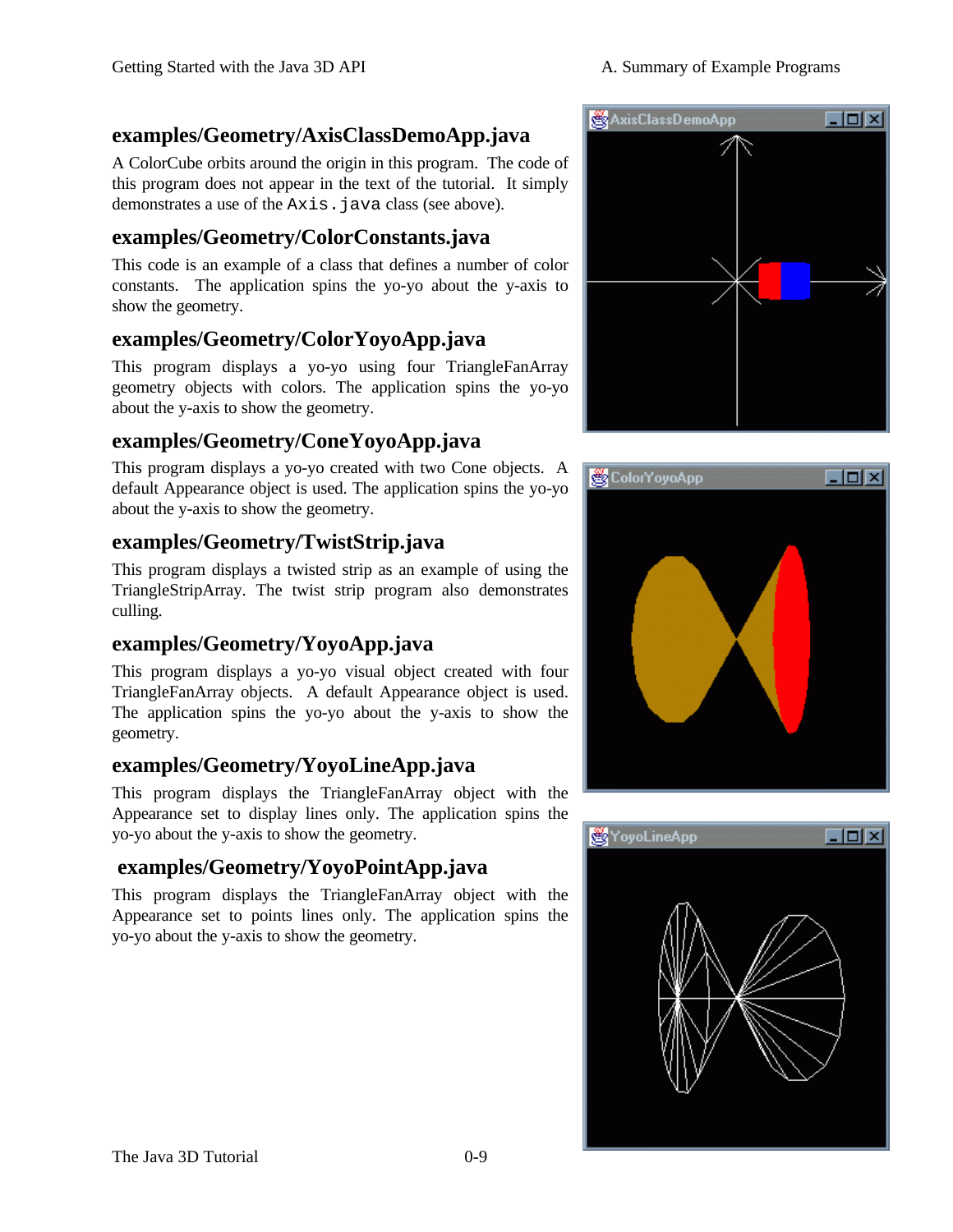### examples/Geometry/AxisClassDemoApp.java

A ColorCube orbits around the origin in this program. The code of this program does not appear in the text of the tutorial. It simply demonstrates a use of the `Axis.java` class (see above).

### examples/Geometry/ColorConstants.java

This code is an example of a class that defines a number of color constants. The application spins the yo-yo about the y-axis to show the geometry.

### examples/Geometry/ColorYoyoApp.java

This program displays a yo-yo using four TriangleFanArray geometry objects with colors. The application spins the yo-yo about the y-axis to show the geometry.

### examples/Geometry/ConeYoyoApp.java

This program displays a yo-yo created with two Cone objects. A default Appearance object is used. The application spins the yo-yo about the y-axis to show the geometry.

### examples/Geometry/TwistStrip.java

This program displays a twisted strip as an example of using the TriangleStripArray. The twist strip program also demonstrates culling.

### examples/Geometry/YoyoApp.java

This program displays a yo-yo visual object created with four TriangleFanArray objects. A default Appearance object is used. The application spins the yo-yo about the y-axis to show the geometry.

### examples/Geometry/YoyoLineApp.java

This program displays the TriangleFanArray object with the Appearance set to display lines only. The application spins the yo-yo about the y-axis to show the geometry.

### examples/Geometry/YoyoPointApp.java

This program displays the TriangleFanArray object with the Appearance set to points lines only. The application spins the yo-yo about the y-axis to show the geometry.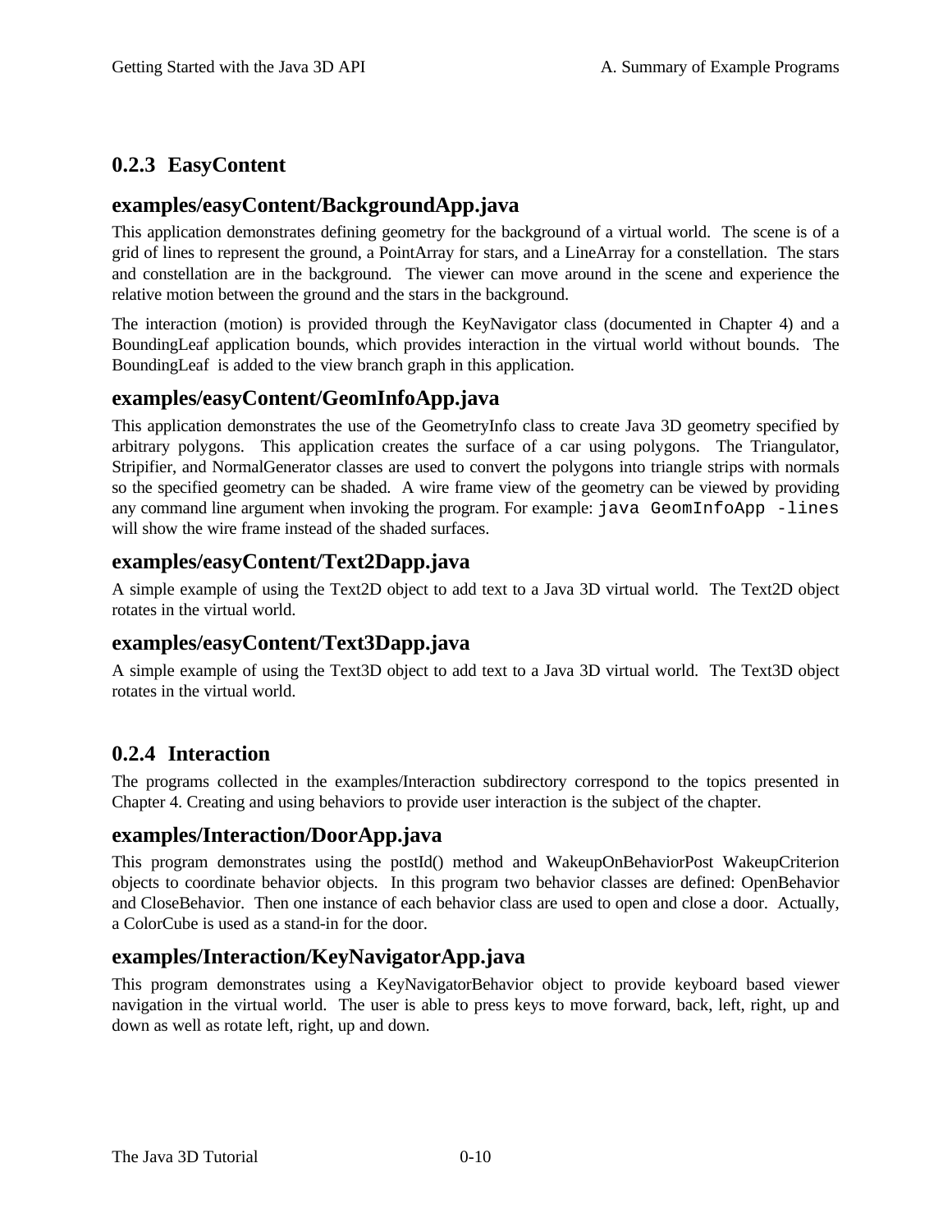## 0.2.3 EasyContent

### examples/easyContent/BackgroundApp.java

This application demonstrates defining geometry for the background of a virtual world. The scene is of a grid of lines to represent the ground, a PointArray for stars, and a LineArray for a constellation. The stars and constellation are in the background. The viewer can move around in the scene and experience the relative motion between the ground and the stars in the background.

The interaction (motion) is provided through the KeyNavigator class (documented in Chapter 4) and a BoundingLeaf application bounds, which provides interaction in the virtual world without bounds. The BoundingLeaf is added to the view branch graph in this application.

### examples/easyContent/GeomInfoApp.java

This application demonstrates the use of the GeometryInfo class to create Java 3D geometry specified by arbitrary polygons. This application creates the surface of a car using polygons. The Triangulator, Stripifier, and NormalGenerator classes are used to convert the polygons into triangle strips with normals so the specified geometry can be shaded. A wire frame view of the geometry can be viewed by providing any command line argument when invoking the program. For example: `java GeomInfoApp -lines` will show the wire frame instead of the shaded surfaces.

### examples/easyContent/Text2Dapp.java

A simple example of using the Text2D object to add text to a Java 3D virtual world. The Text2D object rotates in the virtual world.

### examples/easyContent/Text3Dapp.java

A simple example of using the Text3D object to add text to a Java 3D virtual world. The Text3D object rotates in the virtual world.

## 0.2.4 Interaction

The programs collected in the examples/Interaction subdirectory correspond to the topics presented in Chapter 4. Creating and using behaviors to provide user interaction is the subject of the chapter.

### examples/Interaction/DoorApp.java

This program demonstrates using the postId() method and WakeupOnBehaviorPost WakeupCriterion objects to coordinate behavior objects. In this program two behavior classes are defined: OpenBehavior and CloseBehavior. Then one instance of each behavior class are used to open and close a door. Actually, a ColorCube is used as a stand-in for the door.

### examples/Interaction/KeyNavigatorApp.java

This program demonstrates using a KeyNavigatorBehavior object to provide keyboard based viewer navigation in the virtual world. The user is able to press keys to move forward, back, left, right, up and down as well as rotate left, right, up and down.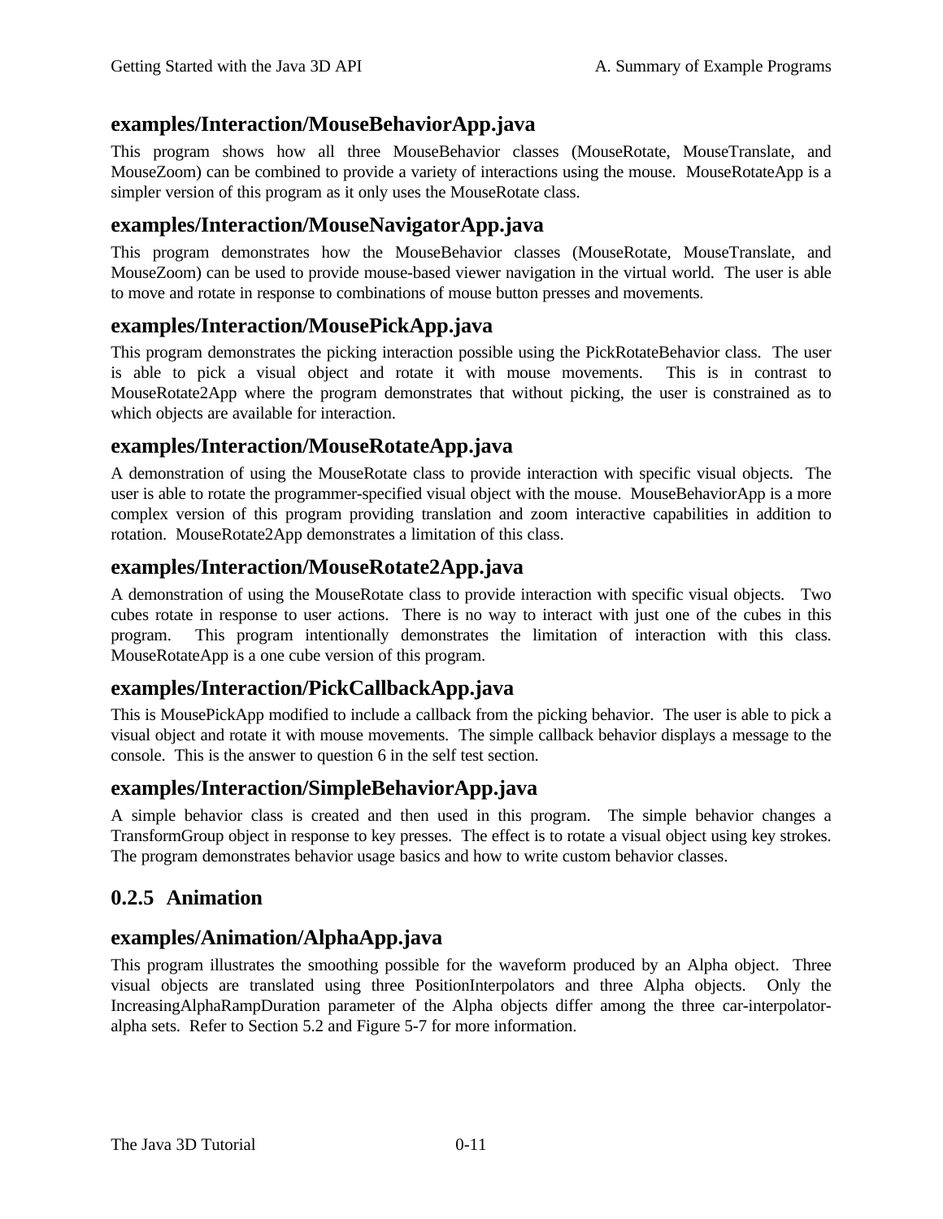### examples/Interaction/MouseBehaviorApp.java

This program shows how all three MouseBehavior classes (MouseRotate, MouseTranslate, and MouseZoom) can be combined to provide a variety of interactions using the mouse. MouseRotateApp is a simpler version of this program as it only uses the MouseRotate class.

### examples/Interaction/MouseNavigatorApp.java

This program demonstrates how the MouseBehavior classes (MouseRotate, MouseTranslate, and MouseZoom) can be used to provide mouse-based viewer navigation in the virtual world. The user is able to move and rotate in response to combinations of mouse button presses and movements.

### examples/Interaction/MousePickApp.java

This program demonstrates the picking interaction possible using the PickRotateBehavior class. The user is able to pick a visual object and rotate it with mouse movements. This is in contrast to MouseRotate2App where the program demonstrates that without picking, the user is constrained as to which objects are available for interaction.

### examples/Interaction/MouseRotateApp.java

A demonstration of using the MouseRotate class to provide interaction with specific visual objects. The user is able to rotate the programmer-specified visual object with the mouse. MouseBehaviorApp is a more complex version of this program providing translation and zoom interactive capabilities in addition to rotation. MouseRotate2App demonstrates a limitation of this class.

### examples/Interaction/MouseRotate2App.java

A demonstration of using the MouseRotate class to provide interaction with specific visual objects. Two cubes rotate in response to user actions. There is no way to interact with just one of the cubes in this program. This program intentionally demonstrates the limitation of interaction with this class. MouseRotateApp is a one cube version of this program.

### examples/Interaction/PickCallbackApp.java

This is MousePickApp modified to include a callback from the picking behavior. The user is able to pick a visual object and rotate it with mouse movements. The simple callback behavior displays a message to the console. This is the answer to question 6 in the self test section.

### examples/Interaction/SimpleBehaviorApp.java

A simple behavior class is created and then used in this program. The simple behavior changes a TransformGroup object in response to key presses. The effect is to rotate a visual object using key strokes. The program demonstrates behavior usage basics and how to write custom behavior classes.

## 0.2.5 Animation

### examples/Animation/AlphaApp.java

This program illustrates the smoothing possible for the waveform produced by an Alpha object. Three visual objects are translated using three PositionInterpolators and three Alpha objects. Only the IncreasingAlphaRampDuration parameter of the Alpha objects differ among the three car-interpolator-alpha sets. Refer to Section 5.2 and Figure 5-7 for more information.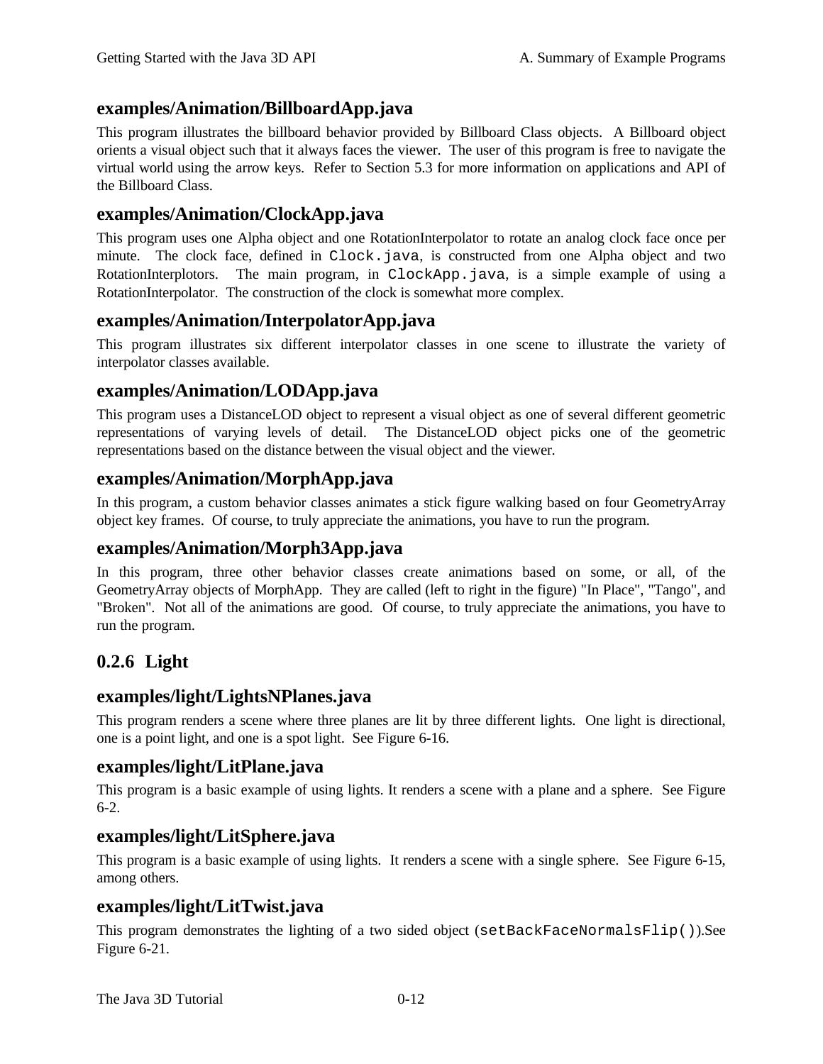### examples/Animation/BillboardApp.java

This program illustrates the billboard behavior provided by Billboard Class objects. A Billboard object orients a visual object such that it always faces the viewer. The user of this program is free to navigate the virtual world using the arrow keys. Refer to Section 5.3 for more information on applications and API of the Billboard Class.

### examples/Animation/ClockApp.java

This program uses one Alpha object and one RotationInterpolator to rotate an analog clock face once per minute. The clock face, defined in `Clock.java`, is constructed from one Alpha object and two RotationInterplotors. The main program, in `ClockApp.java`, is a simple example of using a RotationInterpolator. The construction of the clock is somewhat more complex.

### examples/Animation/InterpolatorApp.java

This program illustrates six different interpolator classes in one scene to illustrate the variety of interpolator classes available.

### examples/Animation/LODApp.java

This program uses a DistanceLOD object to represent a visual object as one of several different geometric representations of varying levels of detail. The DistanceLOD object picks one of the geometric representations based on the distance between the visual object and the viewer.

### examples/Animation/MorphApp.java

In this program, a custom behavior classes animates a stick figure walking based on four GeometryArray object key frames. Of course, to truly appreciate the animations, you have to run the program.

### examples/Animation/Morph3App.java

In this program, three other behavior classes create animations based on some, or all, of the GeometryArray objects of MorphApp. They are called (left to right in the figure) "In Place", "Tango", and "Broken". Not all of the animations are good. Of course, to truly appreciate the animations, you have to run the program.

## 0.2.6 Light

### examples/light/LightsNPlanes.java

This program renders a scene where three planes are lit by three different lights. One light is directional, one is a point light, and one is a spot light. See Figure 6-16.

### examples/light/LitPlane.java

This program is a basic example of using lights. It renders a scene with a plane and a sphere. See Figure 6-2.

### examples/light/LitSphere.java

This program is a basic example of using lights. It renders a scene with a single sphere. See Figure 6-15, among others.

### examples/light/LitTwist.java

This program demonstrates the lighting of a two sided object (`setBackFaceNormalsFlip()`).See Figure 6-21.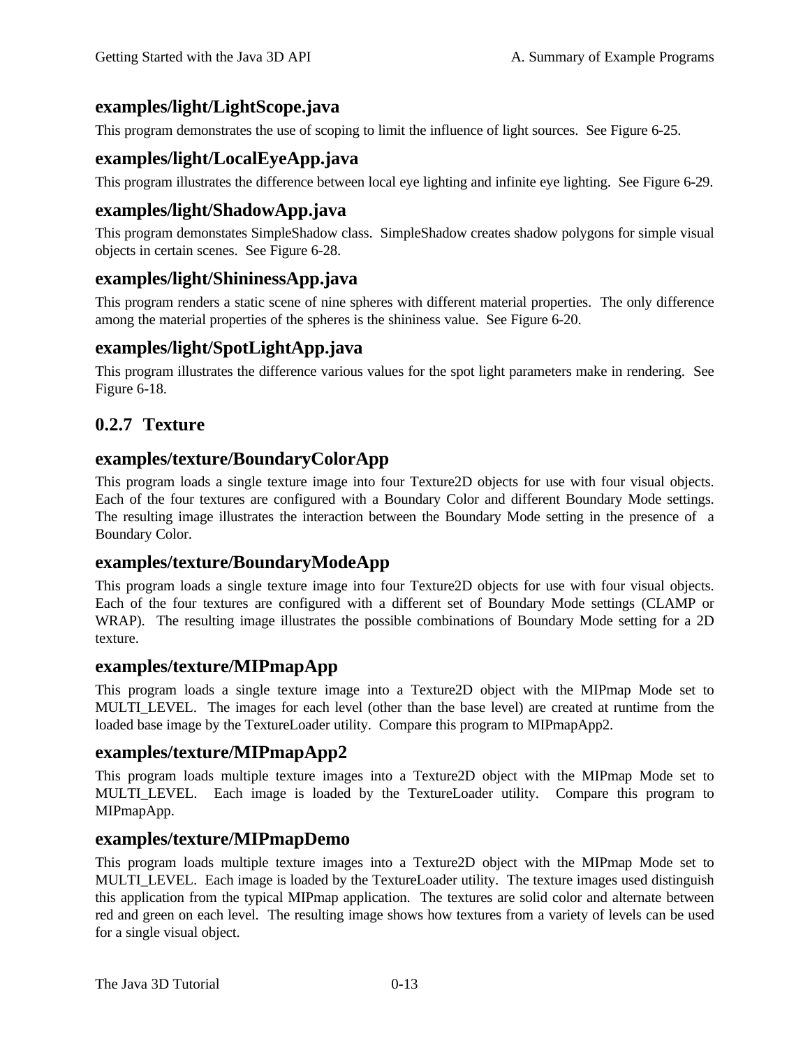### examples/light/LightScope.java

This program demonstrates the use of scoping to limit the influence of light sources. See Figure 6-25.

### examples/light/LocalEyeApp.java

This program illustrates the difference between local eye lighting and infinite eye lighting. See Figure 6-29.

### examples/light/ShadowApp.java

This program demonstates SimpleShadow class. SimpleShadow creates shadow polygons for simple visual objects in certain scenes. See Figure 6-28.

### examples/light/ShininessApp.java

This program renders a static scene of nine spheres with different material properties. The only difference among the material properties of the spheres is the shininess value. See Figure 6-20.

### examples/light/SpotLightApp.java

This program illustrates the difference various values for the spot light parameters make in rendering. See Figure 6-18.

## 0.2.7 Texture

### examples/texture/BoundaryColorApp

This program loads a single texture image into four Texture2D objects for use with four visual objects. Each of the four textures are configured with a Boundary Color and different Boundary Mode settings. The resulting image illustrates the interaction between the Boundary Mode setting in the presence of a Boundary Color.

### examples/texture/BoundaryModeApp

This program loads a single texture image into four Texture2D objects for use with four visual objects. Each of the four textures are configured with a different set of Boundary Mode settings (CLAMP or WRAP). The resulting image illustrates the possible combinations of Boundary Mode setting for a 2D texture.

### examples/texture/MIPmapApp

This program loads a single texture image into a Texture2D object with the MIPmap Mode set to MULTI_LEVEL. The images for each level (other than the base level) are created at runtime from the loaded base image by the TextureLoader utility. Compare this program to MIPmapApp2.

### examples/texture/MIPmapApp2

This program loads multiple texture images into a Texture2D object with the MIPmap Mode set to MULTI_LEVEL. Each image is loaded by the TextureLoader utility. Compare this program to MIPmapApp.

### examples/texture/MIPmapDemo

This program loads multiple texture images into a Texture2D object with the MIPmap Mode set to MULTI_LEVEL. Each image is loaded by the TextureLoader utility. The texture images used distinguish this application from the typical MIPmap application. The textures are solid color and alternate between red and green on each level. The resulting image shows how textures from a variety of levels can be used for a single visual object.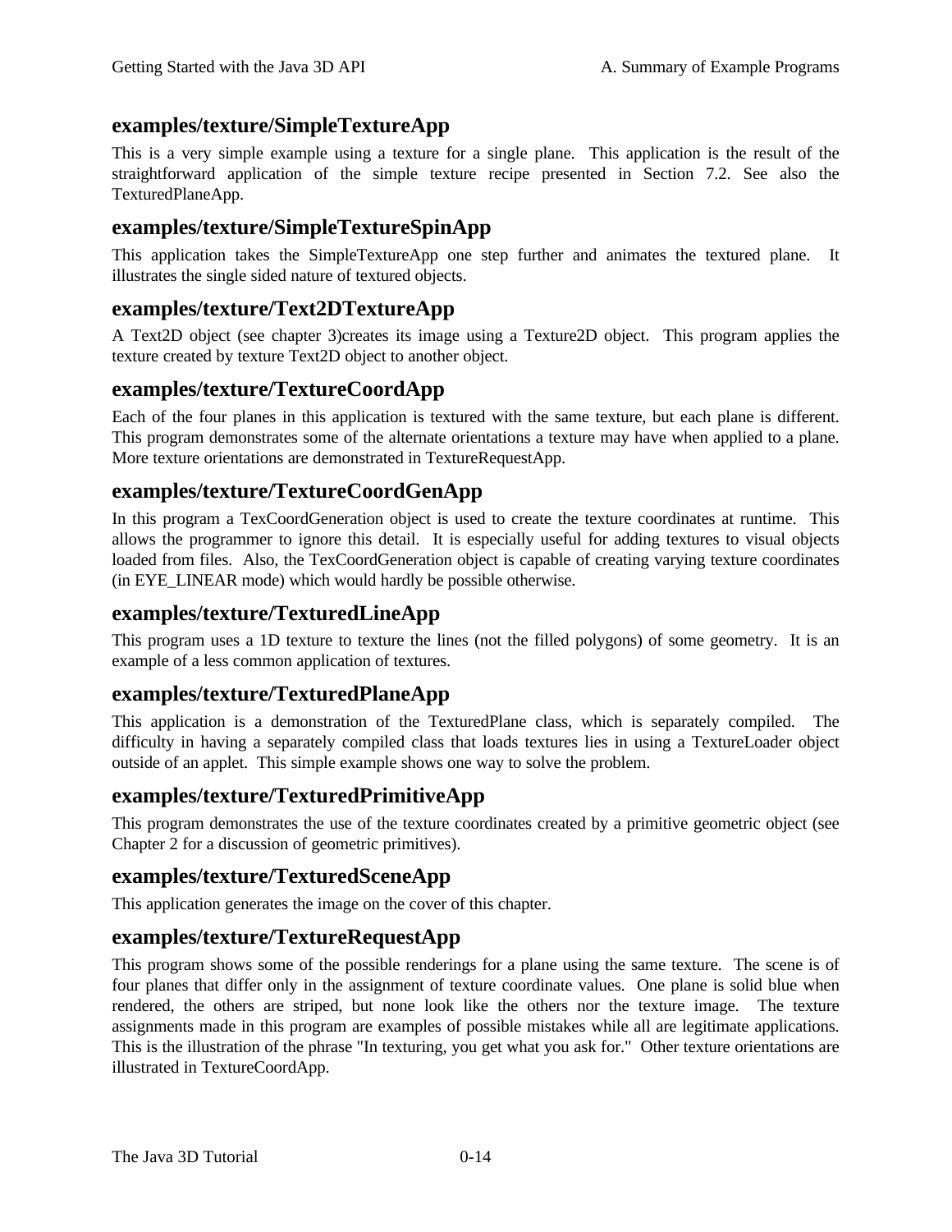### examples/texture/SimpleTextureApp

This is a very simple example using a texture for a single plane. This application is the result of the straightforward application of the simple texture recipe presented in Section 7.2. See also the TexturedPlaneApp.

### examples/texture/SimpleTextureSpinApp

This application takes the SimpleTextureApp one step further and animates the textured plane. It illustrates the single sided nature of textured objects.

### examples/texture/Text2DTextureApp

A Text2D object (see chapter 3)creates its image using a Texture2D object. This program applies the texture created by texture Text2D object to another object.

### examples/texture/TextureCoordApp

Each of the four planes in this application is textured with the same texture, but each plane is different. This program demonstrates some of the alternate orientations a texture may have when applied to a plane. More texture orientations are demonstrated in TextureRequestApp.

### examples/texture/TextureCoordGenApp

In this program a TexCoordGeneration object is used to create the texture coordinates at runtime. This allows the programmer to ignore this detail. It is especially useful for adding textures to visual objects loaded from files. Also, the TexCoordGeneration object is capable of creating varying texture coordinates (in EYE_LINEAR mode) which would hardly be possible otherwise.

### examples/texture/TexturedLineApp

This program uses a 1D texture to texture the lines (not the filled polygons) of some geometry. It is an example of a less common application of textures.

### examples/texture/TexturedPlaneApp

This application is a demonstration of the TexturedPlane class, which is separately compiled. The difficulty in having a separately compiled class that loads textures lies in using a TextureLoader object outside of an applet. This simple example shows one way to solve the problem.

### examples/texture/TexturedPrimitiveApp

This program demonstrates the use of the texture coordinates created by a primitive geometric object (see Chapter 2 for a discussion of geometric primitives).

### examples/texture/TexturedSceneApp

This application generates the image on the cover of this chapter.

### examples/texture/TextureRequestApp

This program shows some of the possible renderings for a plane using the same texture. The scene is of four planes that differ only in the assignment of texture coordinate values. One plane is solid blue when rendered, the others are striped, but none look like the others nor the texture image. The texture assignments made in this program are examples of possible mistakes while all are legitimate applications. This is the illustration of the phrase "In texturing, you get what you ask for." Other texture orientations are illustrated in TextureCoordApp.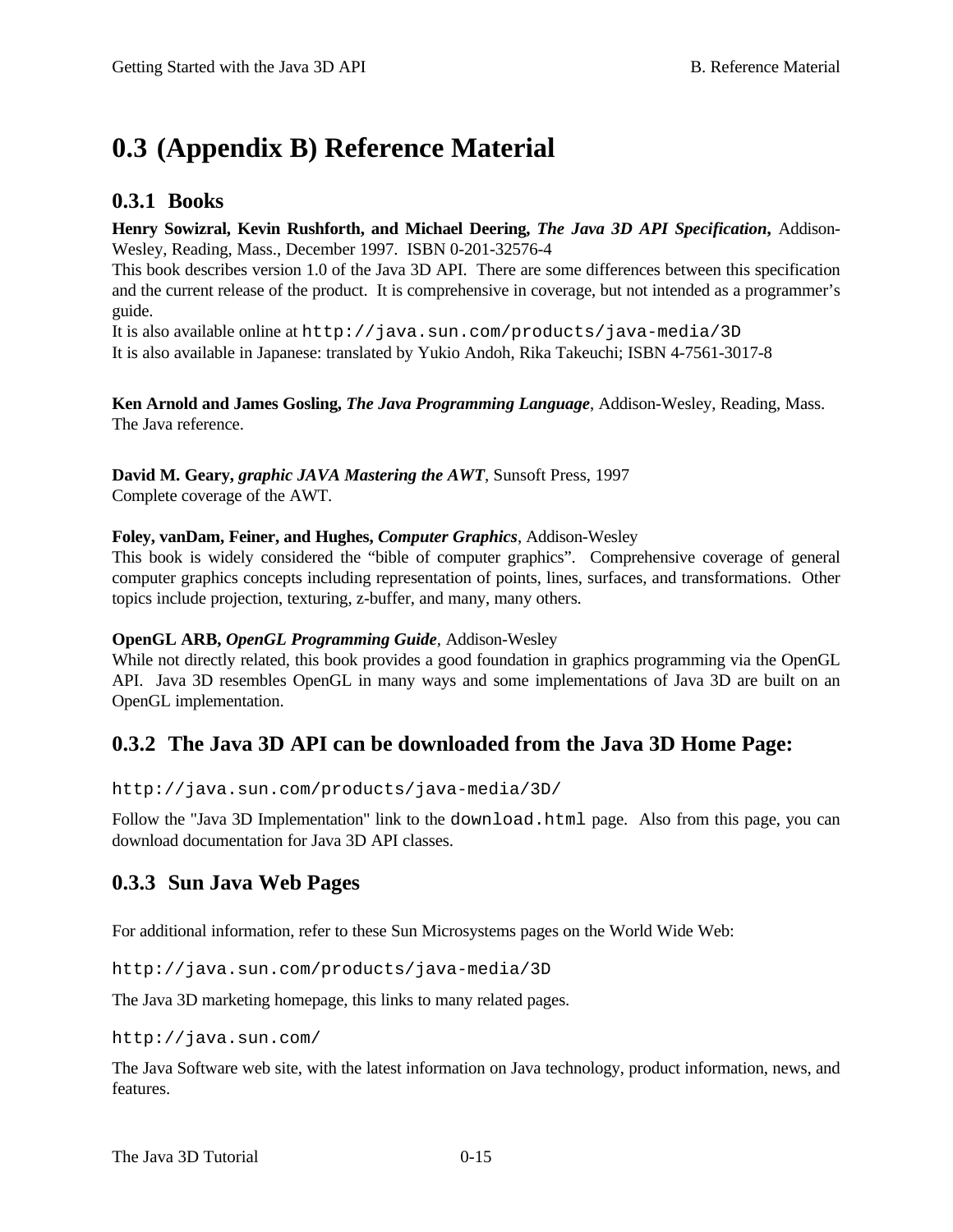# 0.3 (Appendix B) Reference Material

## 0.3.1 Books

**Henry Sowizral, Kevin Rushforth, and Michael Deering,** ***The Java 3D API Specification*****,** Addison-Wesley, Reading, Mass., December 1997. ISBN 0-201-32576-4
This book describes version 1.0 of the Java 3D API. There are some differences between this specification and the current release of the product. It is comprehensive in coverage, but not intended as a programmer's guide.
It is also available online at `http://java.sun.com/products/java-media/3D`
It is also available in Japanese: translated by Yukio Andoh, Rika Takeuchi; ISBN 4-7561-3017-8

**Ken Arnold and James Gosling,** ***The Java Programming Language***, Addison-Wesley, Reading, Mass.
The Java reference.

**David M. Geary,** ***graphic JAVA Mastering the AWT***, Sunsoft Press, 1997
Complete coverage of the AWT.

**Foley, vanDam, Feiner, and Hughes,** ***Computer Graphics***, Addison-Wesley
This book is widely considered the "bible of computer graphics". Comprehensive coverage of general computer graphics concepts including representation of points, lines, surfaces, and transformations. Other topics include projection, texturing, z-buffer, and many, many others.

**OpenGL ARB,** ***OpenGL Programming Guide***, Addison-Wesley
While not directly related, this book provides a good foundation in graphics programming via the OpenGL API. Java 3D resembles OpenGL in many ways and some implementations of Java 3D are built on an OpenGL implementation.

## 0.3.2 The Java 3D API can be downloaded from the Java 3D Home Page:

`http://java.sun.com/products/java-media/3D/`

Follow the "Java 3D Implementation" link to the `download.html` page. Also from this page, you can download documentation for Java 3D API classes.

## 0.3.3 Sun Java Web Pages

For additional information, refer to these Sun Microsystems pages on the World Wide Web:

`http://java.sun.com/products/java-media/3D`

The Java 3D marketing homepage, this links to many related pages.

`http://java.sun.com/`

The Java Software web site, with the latest information on Java technology, product information, news, and features.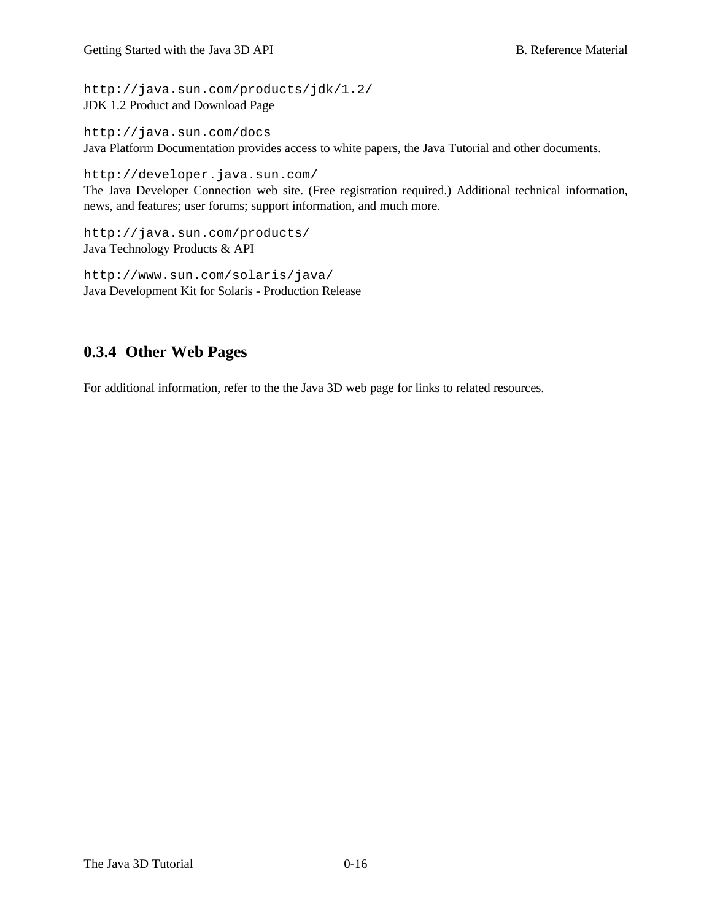`http://java.sun.com/products/jdk/1.2/`
JDK 1.2 Product and Download Page

`http://java.sun.com/docs`
Java Platform Documentation provides access to white papers, the Java Tutorial and other documents.

`http://developer.java.sun.com/`
The Java Developer Connection web site. (Free registration required.) Additional technical information, news, and features; user forums; support information, and much more.

`http://java.sun.com/products/`
Java Technology Products & API

`http://www.sun.com/solaris/java/`
Java Development Kit for Solaris - Production Release

### 0.3.4 Other Web Pages

For additional information, refer to the the Java 3D web page for links to related resources.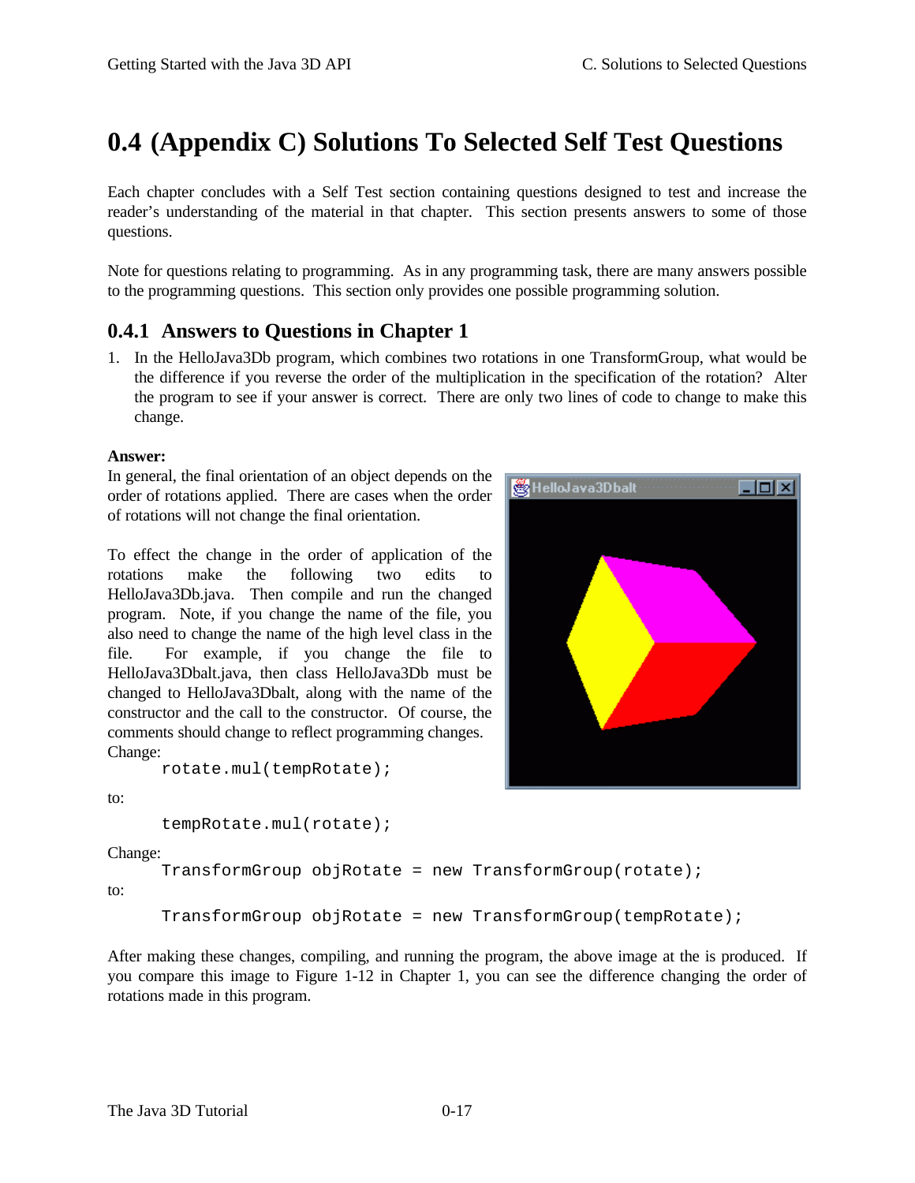# 0.4 (Appendix C) Solutions To Selected Self Test Questions

Each chapter concludes with a Self Test section containing questions designed to test and increase the reader's understanding of the material in that chapter. This section presents answers to some of those questions.

Note for questions relating to programming. As in any programming task, there are many answers possible to the programming questions. This section only provides one possible programming solution.

## 0.4.1 Answers to Questions in Chapter 1

1. In the HelloJava3Db program, which combines two rotations in one TransformGroup, what would be the difference if you reverse the order of the multiplication in the specification of the rotation? Alter the program to see if your answer is correct. There are only two lines of code to change to make this change.

**Answer:**
In general, the final orientation of an object depends on the order of rotations applied. There are cases when the order of rotations will not change the final orientation.

To effect the change in the order of application of the rotations make the following two edits to HelloJava3Db.java. Then compile and run the changed program. Note, if you change the name of the file, you also need to change the name of the high level class in the file. For example, if you change the file to HelloJava3Dbalt.java, then class HelloJava3Db must be changed to HelloJava3Dbalt, along with the name of the constructor and the call to the constructor. Of course, the comments should change to reflect programming changes.

Change:

```
rotate.mul(tempRotate);
```

to:

```
tempRotate.mul(rotate);
```

Change:

```
TransformGroup objRotate = new TransformGroup(rotate);
```

to:

```
TransformGroup objRotate = new TransformGroup(tempRotate);
```

After making these changes, compiling, and running the program, the above image at the is produced. If you compare this image to Figure 1-12 in Chapter 1, you can see the difference changing the order of rotations made in this program.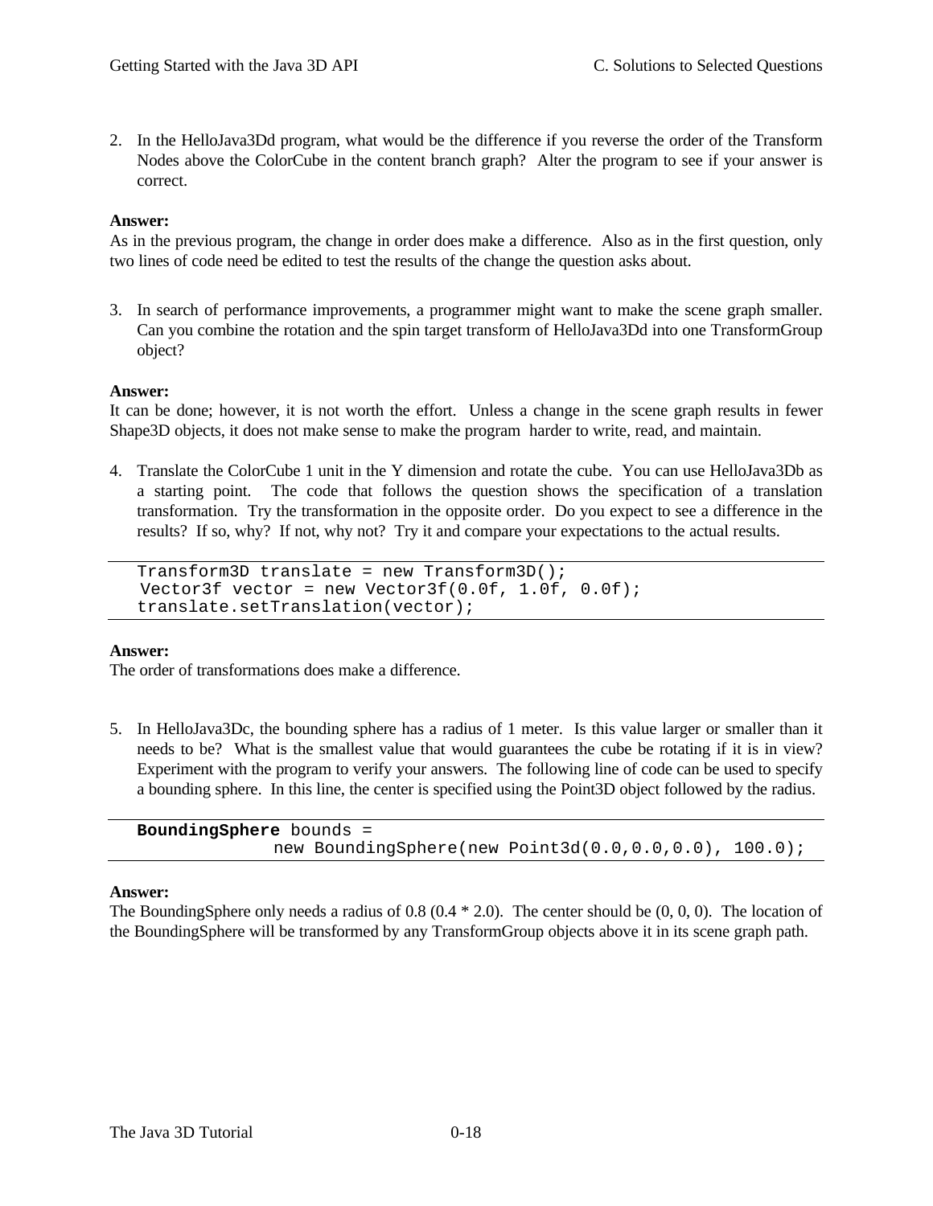2. In the HelloJava3Dd program, what would be the difference if you reverse the order of the Transform Nodes above the ColorCube in the content branch graph? Alter the program to see if your answer is correct.

**Answer:**
As in the previous program, the change in order does make a difference. Also as in the first question, only two lines of code need be edited to test the results of the change the question asks about.

3. In search of performance improvements, a programmer might want to make the scene graph smaller. Can you combine the rotation and the spin target transform of HelloJava3Dd into one TransformGroup object?

**Answer:**
It can be done; however, it is not worth the effort. Unless a change in the scene graph results in fewer Shape3D objects, it does not make sense to make the program harder to write, read, and maintain.

4. Translate the ColorCube 1 unit in the Y dimension and rotate the cube. You can use HelloJava3Db as a starting point. The code that follows the question shows the specification of a translation transformation. Try the transformation in the opposite order. Do you expect to see a difference in the results? If so, why? If not, why not? Try it and compare your expectations to the actual results.

```
Transform3D translate = new Transform3D();
Vector3f vector = new Vector3f(0.0f, 1.0f, 0.0f);
translate.setTranslation(vector);
```

**Answer:**
The order of transformations does make a difference.

5. In HelloJava3Dc, the bounding sphere has a radius of 1 meter. Is this value larger or smaller than it needs to be? What is the smallest value that would guarantees the cube be rotating if it is in view? Experiment with the program to verify your answers. The following line of code can be used to specify a bounding sphere. In this line, the center is specified using the Point3D object followed by the radius.

```
BoundingSphere bounds =
              new BoundingSphere(new Point3d(0.0,0.0,0.0), 100.0);
```

**Answer:**
The BoundingSphere only needs a radius of 0.8 (0.4 * 2.0). The center should be (0, 0, 0). The location of the BoundingSphere will be transformed by any TransformGroup objects above it in its scene graph path.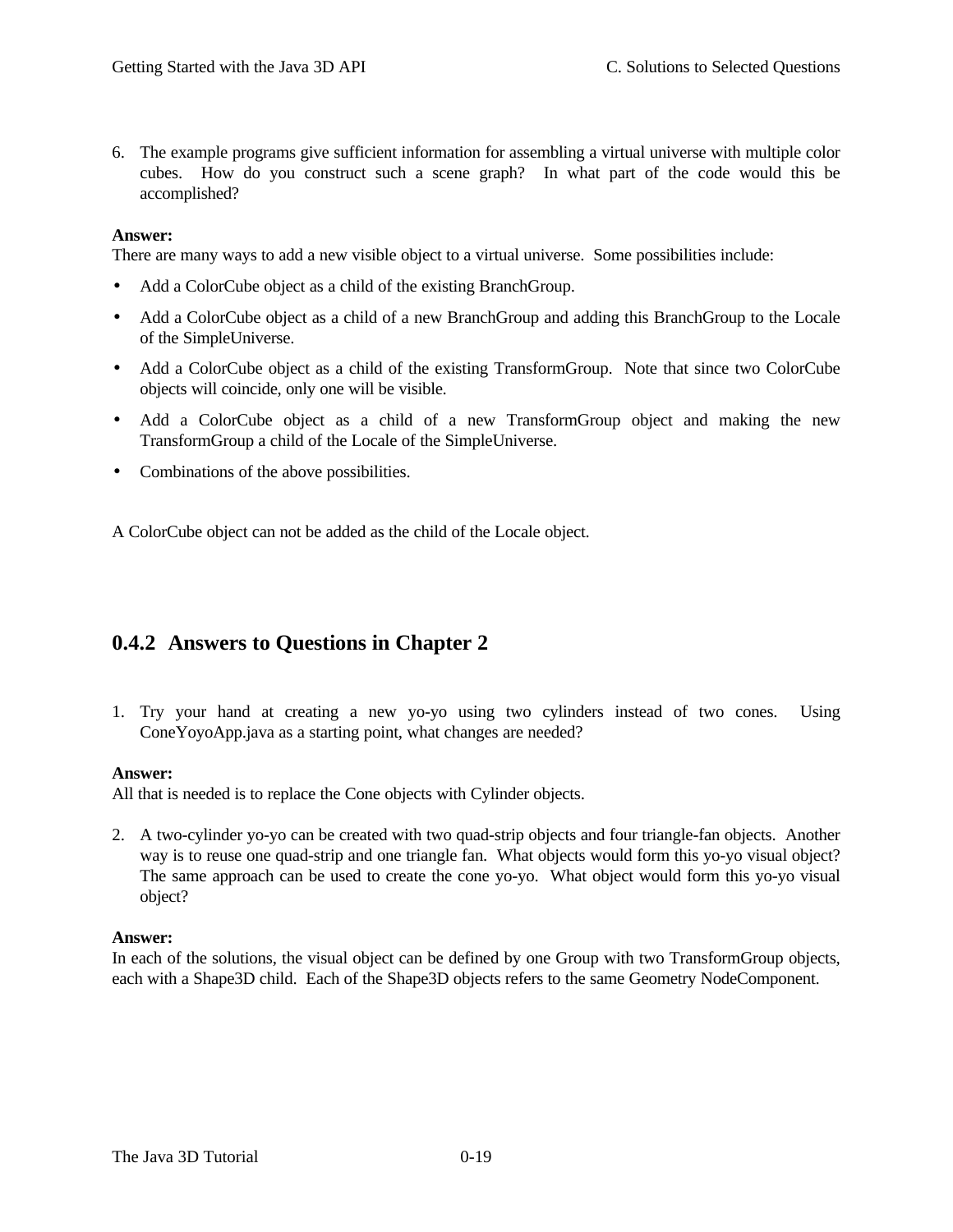6. The example programs give sufficient information for assembling a virtual universe with multiple color cubes. How do you construct such a scene graph? In what part of the code would this be accomplished?

**Answer:**
There are many ways to add a new visible object to a virtual universe. Some possibilities include:

- Add a ColorCube object as a child of the existing BranchGroup.
- Add a ColorCube object as a child of a new BranchGroup and adding this BranchGroup to the Locale of the SimpleUniverse.
- Add a ColorCube object as a child of the existing TransformGroup. Note that since two ColorCube objects will coincide, only one will be visible.
- Add a ColorCube object as a child of a new TransformGroup object and making the new TransformGroup a child of the Locale of the SimpleUniverse.
- Combinations of the above possibilities.

A ColorCube object can not be added as the child of the Locale object.

## 0.4.2 Answers to Questions in Chapter 2

1. Try your hand at creating a new yo-yo using two cylinders instead of two cones. Using ConeYoyoApp.java as a starting point, what changes are needed?

**Answer:**
All that is needed is to replace the Cone objects with Cylinder objects.

2. A two-cylinder yo-yo can be created with two quad-strip objects and four triangle-fan objects. Another way is to reuse one quad-strip and one triangle fan. What objects would form this yo-yo visual object? The same approach can be used to create the cone yo-yo. What object would form this yo-yo visual object?

**Answer:**
In each of the solutions, the visual object can be defined by one Group with two TransformGroup objects, each with a Shape3D child. Each of the Shape3D objects refers to the same Geometry NodeComponent.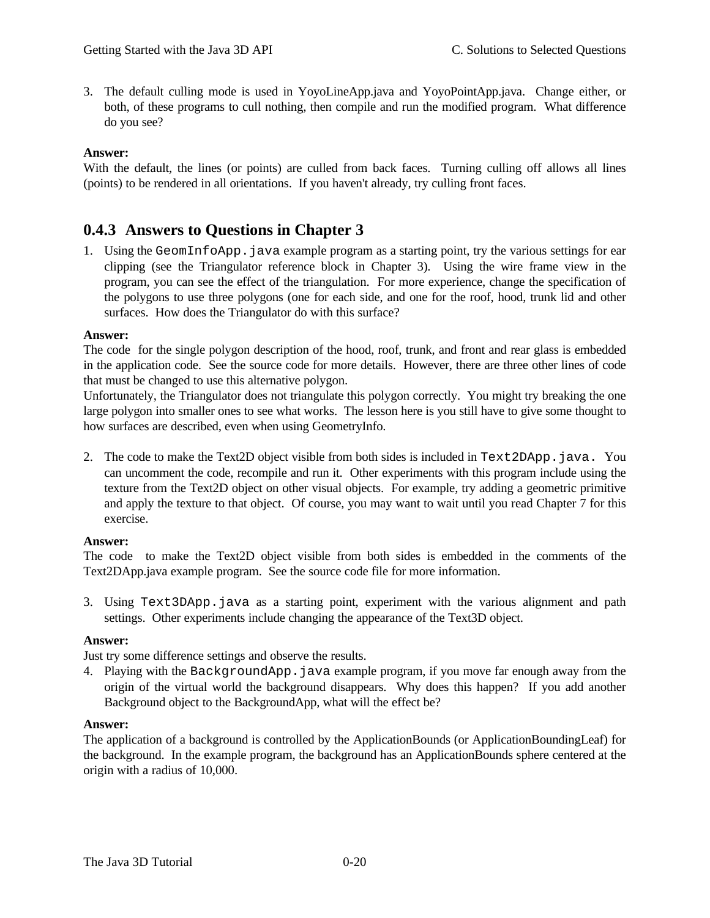3. The default culling mode is used in YoyoLineApp.java and YoyoPointApp.java. Change either, or both, of these programs to cull nothing, then compile and run the modified program. What difference do you see?

**Answer:**
With the default, the lines (or points) are culled from back faces. Turning culling off allows all lines (points) to be rendered in all orientations. If you haven't already, try culling front faces.

### 0.4.3 Answers to Questions in Chapter 3

1. Using the `GeomInfoApp.java` example program as a starting point, try the various settings for ear clipping (see the Triangulator reference block in Chapter 3). Using the wire frame view in the program, you can see the effect of the triangulation. For more experience, change the specification of the polygons to use three polygons (one for each side, and one for the roof, hood, trunk lid and other surfaces. How does the Triangulator do with this surface?

**Answer:**
The code for the single polygon description of the hood, roof, trunk, and front and rear glass is embedded in the application code. See the source code for more details. However, there are three other lines of code that must be changed to use this alternative polygon.
Unfortunately, the Triangulator does not triangulate this polygon correctly. You might try breaking the one large polygon into smaller ones to see what works. The lesson here is you still have to give some thought to how surfaces are described, even when using GeometryInfo.

2. The code to make the Text2D object visible from both sides is included in `Text2DApp.java.` You can uncomment the code, recompile and run it. Other experiments with this program include using the texture from the Text2D object on other visual objects. For example, try adding a geometric primitive and apply the texture to that object. Of course, you may want to wait until you read Chapter 7 for this exercise.

**Answer:**
The code to make the Text2D object visible from both sides is embedded in the comments of the Text2DApp.java example program. See the source code file for more information.

3. Using `Text3DApp.java` as a starting point, experiment with the various alignment and path settings. Other experiments include changing the appearance of the Text3D object.

**Answer:**
Just try some difference settings and observe the results.

4. Playing with the `BackgroundApp.java` example program, if you move far enough away from the origin of the virtual world the background disappears. Why does this happen? If you add another Background object to the BackgroundApp, what will the effect be?

**Answer:**
The application of a background is controlled by the ApplicationBounds (or ApplicationBoundingLeaf) for the background. In the example program, the background has an ApplicationBounds sphere centered at the origin with a radius of 10,000.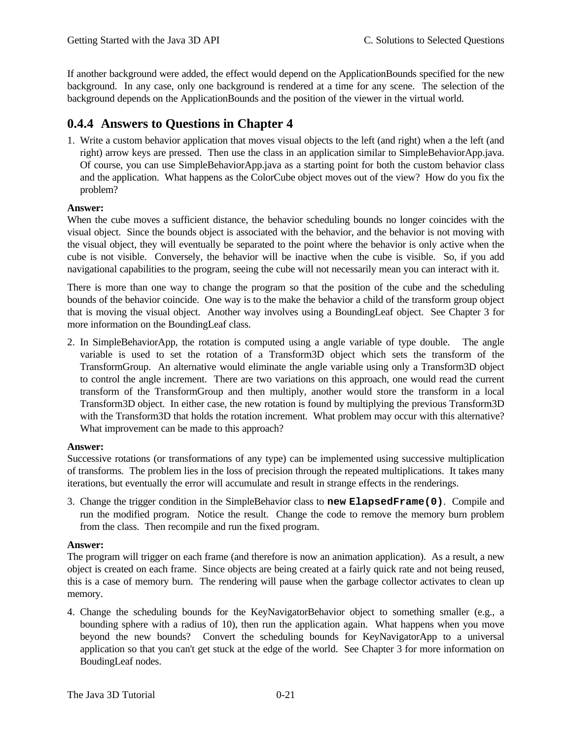If another background were added, the effect would depend on the ApplicationBounds specified for the new background. In any case, only one background is rendered at a time for any scene. The selection of the background depends on the ApplicationBounds and the position of the viewer in the virtual world.

## 0.4.4 Answers to Questions in Chapter 4

1. Write a custom behavior application that moves visual objects to the left (and right) when a the left (and right) arrow keys are pressed. Then use the class in an application similar to SimpleBehaviorApp.java. Of course, you can use SimpleBehaviorApp.java as a starting point for both the custom behavior class and the application. What happens as the ColorCube object moves out of the view? How do you fix the problem?

**Answer:**
When the cube moves a sufficient distance, the behavior scheduling bounds no longer coincides with the visual object. Since the bounds object is associated with the behavior, and the behavior is not moving with the visual object, they will eventually be separated to the point where the behavior is only active when the cube is not visible. Conversely, the behavior will be inactive when the cube is visible. So, if you add navigational capabilities to the program, seeing the cube will not necessarily mean you can interact with it.

There is more than one way to change the program so that the position of the cube and the scheduling bounds of the behavior coincide. One way is to the make the behavior a child of the transform group object that is moving the visual object. Another way involves using a BoundingLeaf object. See Chapter 3 for more information on the BoundingLeaf class.

2. In SimpleBehaviorApp, the rotation is computed using a angle variable of type double. The angle variable is used to set the rotation of a Transform3D object which sets the transform of the TransformGroup. An alternative would eliminate the angle variable using only a Transform3D object to control the angle increment. There are two variations on this approach, one would read the current transform of the TransformGroup and then multiply, another would store the transform in a local Transform3D object. In either case, the new rotation is found by multiplying the previous Transform3D with the Transform3D that holds the rotation increment. What problem may occur with this alternative? What improvement can be made to this approach?

**Answer:**
Successive rotations (or transformations of any type) can be implemented using successive multiplication of transforms. The problem lies in the loss of precision through the repeated multiplications. It takes many iterations, but eventually the error will accumulate and result in strange effects in the renderings.

3. Change the trigger condition in the SimpleBehavior class to `new ElapsedFrame(0)`. Compile and run the modified program. Notice the result. Change the code to remove the memory burn problem from the class. Then recompile and run the fixed program.

**Answer:**
The program will trigger on each frame (and therefore is now an animation application). As a result, a new object is created on each frame. Since objects are being created at a fairly quick rate and not being reused, this is a case of memory burn. The rendering will pause when the garbage collector activates to clean up memory.

4. Change the scheduling bounds for the KeyNavigatorBehavior object to something smaller (e.g., a bounding sphere with a radius of 10), then run the application again. What happens when you move beyond the new bounds? Convert the scheduling bounds for KeyNavigatorApp to a universal application so that you can't get stuck at the edge of the world. See Chapter 3 for more information on BoudingLeaf nodes.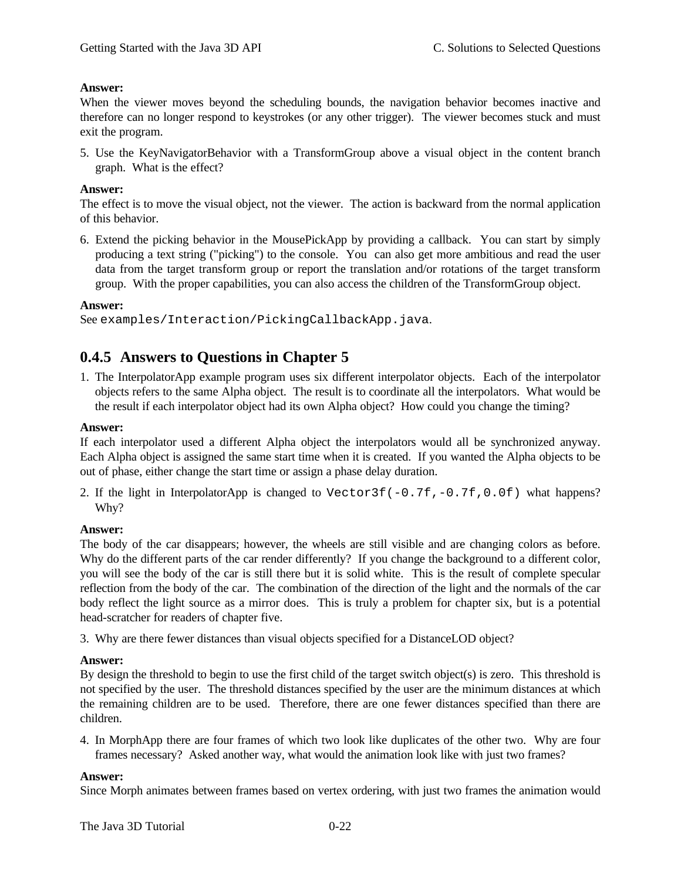**Answer:**
When the viewer moves beyond the scheduling bounds, the navigation behavior becomes inactive and therefore can no longer respond to keystrokes (or any other trigger). The viewer becomes stuck and must exit the program.

5. Use the KeyNavigatorBehavior with a TransformGroup above a visual object in the content branch graph. What is the effect?

**Answer:**
The effect is to move the visual object, not the viewer. The action is backward from the normal application of this behavior.

6. Extend the picking behavior in the MousePickApp by providing a callback. You can start by simply producing a text string ("picking") to the console. You can also get more ambitious and read the user data from the target transform group or report the translation and/or rotations of the target transform group. With the proper capabilities, you can also access the children of the TransformGroup object.

**Answer:**
See `examples/Interaction/PickingCallbackApp.java`.

## 0.4.5 Answers to Questions in Chapter 5

1. The InterpolatorApp example program uses six different interpolator objects. Each of the interpolator objects refers to the same Alpha object. The result is to coordinate all the interpolators. What would be the result if each interpolator object had its own Alpha object? How could you change the timing?

**Answer:**
If each interpolator used a different Alpha object the interpolators would all be synchronized anyway. Each Alpha object is assigned the same start time when it is created. If you wanted the Alpha objects to be out of phase, either change the start time or assign a phase delay duration.

2. If the light in InterpolatorApp is changed to `Vector3f(-0.7f,-0.7f,0.0f)` what happens? Why?

**Answer:**
The body of the car disappears; however, the wheels are still visible and are changing colors as before. Why do the different parts of the car render differently? If you change the background to a different color, you will see the body of the car is still there but it is solid white. This is the result of complete specular reflection from the body of the car. The combination of the direction of the light and the normals of the car body reflect the light source as a mirror does. This is truly a problem for chapter six, but is a potential head-scratcher for readers of chapter five.

3. Why are there fewer distances than visual objects specified for a DistanceLOD object?

**Answer:**
By design the threshold to begin to use the first child of the target switch object(s) is zero. This threshold is not specified by the user. The threshold distances specified by the user are the minimum distances at which the remaining children are to be used. Therefore, there are one fewer distances specified than there are children.

4. In MorphApp there are four frames of which two look like duplicates of the other two. Why are four frames necessary? Asked another way, what would the animation look like with just two frames?

**Answer:**
Since Morph animates between frames based on vertex ordering, with just two frames the animation would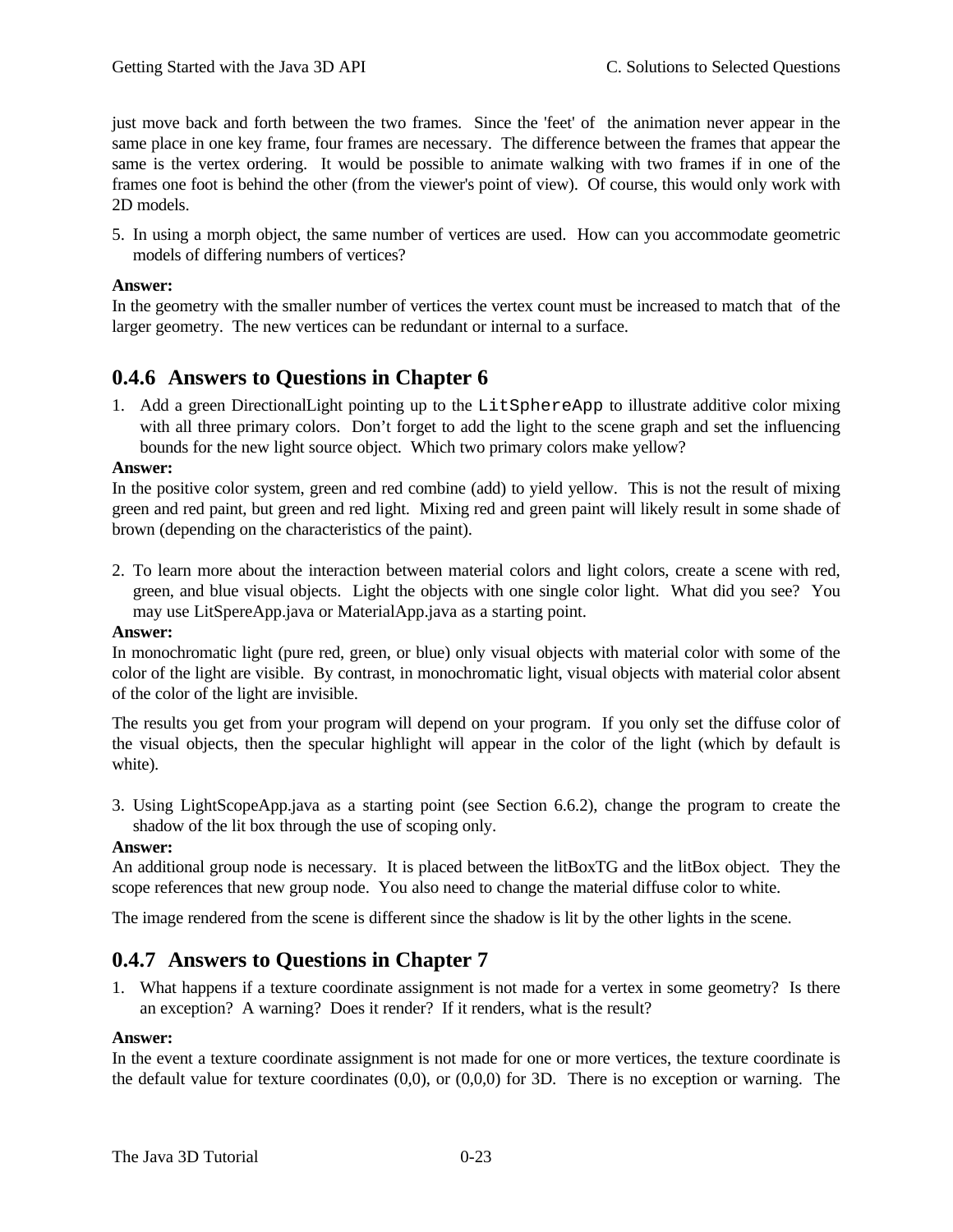just move back and forth between the two frames. Since the 'feet' of the animation never appear in the same place in one key frame, four frames are necessary. The difference between the frames that appear the same is the vertex ordering. It would be possible to animate walking with two frames if in one of the frames one foot is behind the other (from the viewer's point of view). Of course, this would only work with 2D models.

5. In using a morph object, the same number of vertices are used. How can you accommodate geometric models of differing numbers of vertices?

**Answer:**
In the geometry with the smaller number of vertices the vertex count must be increased to match that of the larger geometry. The new vertices can be redundant or internal to a surface.

## 0.4.6 Answers to Questions in Chapter 6

1. Add a green DirectionalLight pointing up to the `LitSphereApp` to illustrate additive color mixing with all three primary colors. Don't forget to add the light to the scene graph and set the influencing bounds for the new light source object. Which two primary colors make yellow?

**Answer:**
In the positive color system, green and red combine (add) to yield yellow. This is not the result of mixing green and red paint, but green and red light. Mixing red and green paint will likely result in some shade of brown (depending on the characteristics of the paint).

2. To learn more about the interaction between material colors and light colors, create a scene with red, green, and blue visual objects. Light the objects with one single color light. What did you see? You may use LitSpereApp.java or MaterialApp.java as a starting point.

**Answer:**
In monochromatic light (pure red, green, or blue) only visual objects with material color with some of the color of the light are visible. By contrast, in monochromatic light, visual objects with material color absent of the color of the light are invisible.

The results you get from your program will depend on your program. If you only set the diffuse color of the visual objects, then the specular highlight will appear in the color of the light (which by default is white).

3. Using LightScopeApp.java as a starting point (see Section 6.6.2), change the program to create the shadow of the lit box through the use of scoping only.

**Answer:**
An additional group node is necessary. It is placed between the litBoxTG and the litBox object. They the scope references that new group node. You also need to change the material diffuse color to white.

The image rendered from the scene is different since the shadow is lit by the other lights in the scene.

## 0.4.7 Answers to Questions in Chapter 7

1. What happens if a texture coordinate assignment is not made for a vertex in some geometry? Is there an exception? A warning? Does it render? If it renders, what is the result?

**Answer:**
In the event a texture coordinate assignment is not made for one or more vertices, the texture coordinate is the default value for texture coordinates (0,0), or (0,0,0) for 3D. There is no exception or warning. The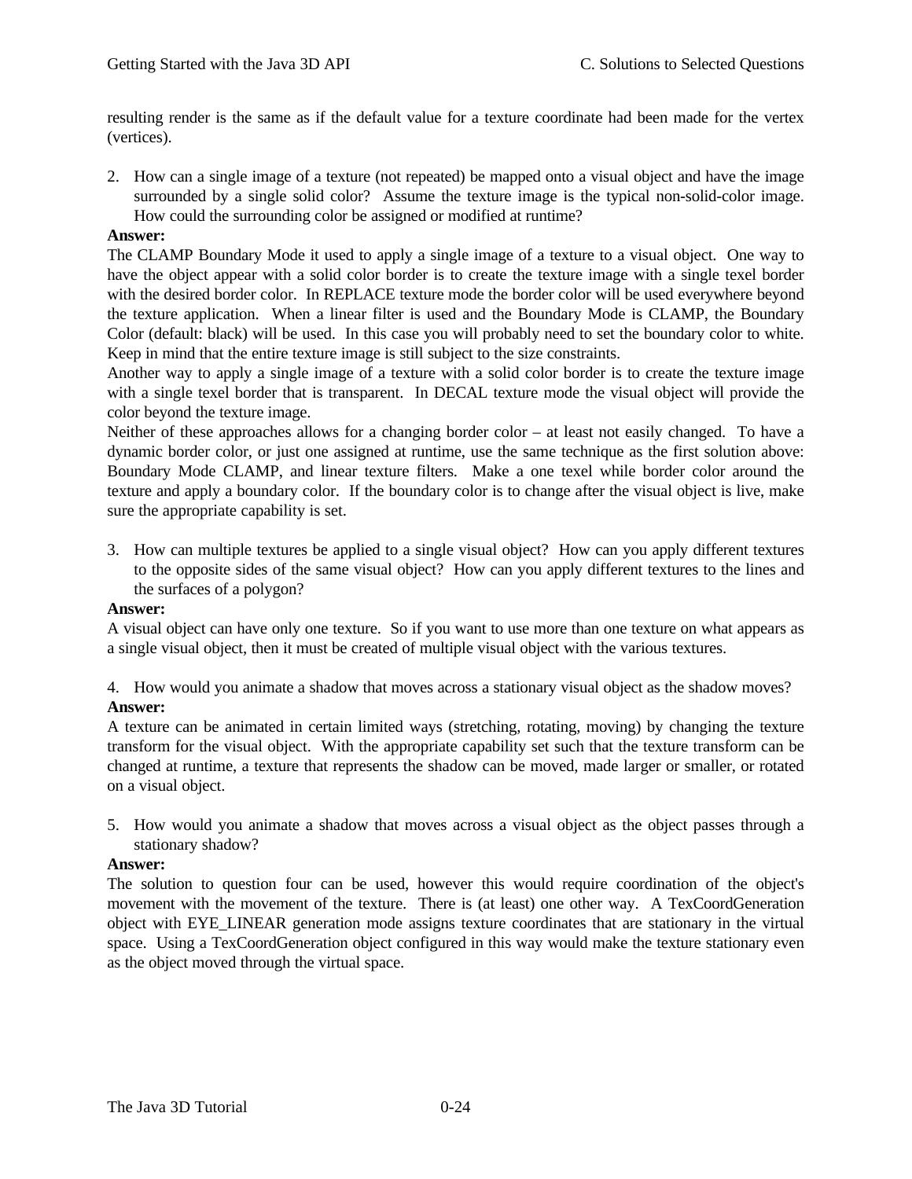resulting render is the same as if the default value for a texture coordinate had been made for the vertex (vertices).

2. How can a single image of a texture (not repeated) be mapped onto a visual object and have the image surrounded by a single solid color? Assume the texture image is the typical non-solid-color image. How could the surrounding color be assigned or modified at runtime?

**Answer:**
The CLAMP Boundary Mode it used to apply a single image of a texture to a visual object. One way to have the object appear with a solid color border is to create the texture image with a single texel border with the desired border color. In REPLACE texture mode the border color will be used everywhere beyond the texture application. When a linear filter is used and the Boundary Mode is CLAMP, the Boundary Color (default: black) will be used. In this case you will probably need to set the boundary color to white. Keep in mind that the entire texture image is still subject to the size constraints.
Another way to apply a single image of a texture with a solid color border is to create the texture image with a single texel border that is transparent. In DECAL texture mode the visual object will provide the color beyond the texture image.
Neither of these approaches allows for a changing border color – at least not easily changed. To have a dynamic border color, or just one assigned at runtime, use the same technique as the first solution above: Boundary Mode CLAMP, and linear texture filters. Make a one texel while border color around the texture and apply a boundary color. If the boundary color is to change after the visual object is live, make sure the appropriate capability is set.

3. How can multiple textures be applied to a single visual object? How can you apply different textures to the opposite sides of the same visual object? How can you apply different textures to the lines and the surfaces of a polygon?

**Answer:**
A visual object can have only one texture. So if you want to use more than one texture on what appears as a single visual object, then it must be created of multiple visual object with the various textures.

4. How would you animate a shadow that moves across a stationary visual object as the shadow moves?

**Answer:**
A texture can be animated in certain limited ways (stretching, rotating, moving) by changing the texture transform for the visual object. With the appropriate capability set such that the texture transform can be changed at runtime, a texture that represents the shadow can be moved, made larger or smaller, or rotated on a visual object.

5. How would you animate a shadow that moves across a visual object as the object passes through a stationary shadow?

**Answer:**
The solution to question four can be used, however this would require coordination of the object's movement with the movement of the texture. There is (at least) one other way. A TexCoordGeneration object with EYE_LINEAR generation mode assigns texture coordinates that are stationary in the virtual space. Using a TexCoordGeneration object configured in this way would make the texture stationary even as the object moved through the virtual space.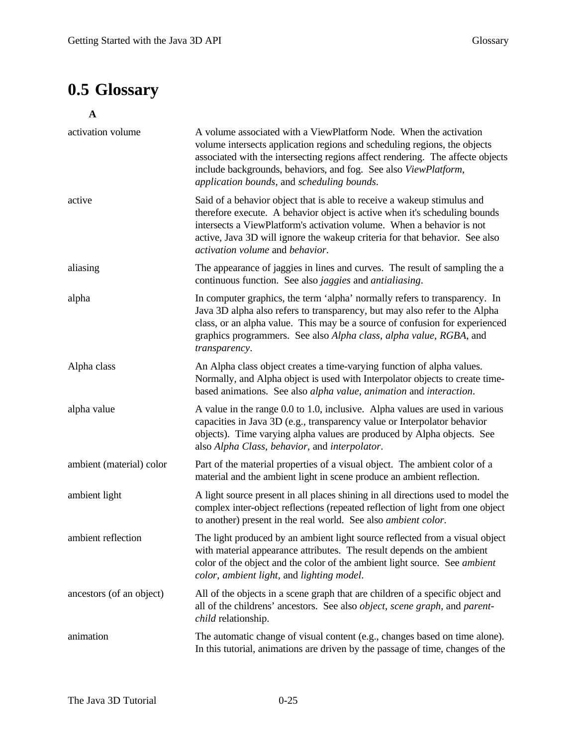# 0.5 Glossary

**A**

| | |
|---|---|
| activation volume | A volume associated with a ViewPlatform Node. When the activation volume intersects application regions and scheduling regions, the objects associated with the intersecting regions affect rendering. The affecte objects include backgrounds, behaviors, and fog. See also *ViewPlatform*, *application bounds*, and *scheduling bounds*. |
| active | Said of a behavior object that is able to receive a wakeup stimulus and therefore execute. A behavior object is active when it's scheduling bounds intersects a ViewPlatform's activation volume. When a behavior is not active, Java 3D will ignore the wakeup criteria for that behavior. See also *activation volume* and *behavior*. |
| aliasing | The appearance of jaggies in lines and curves. The result of sampling the a continuous function. See also *jaggies* and *antialiasing*. |
| alpha | In computer graphics, the term 'alpha' normally refers to transparency. In Java 3D alpha also refers to transparency, but may also refer to the Alpha class, or an alpha value. This may be a source of confusion for experienced graphics programmers. See also *Alpha class*, *alpha value*, *RGBA*, and *transparency*. |
| Alpha class | An Alpha class object creates a time-varying function of alpha values. Normally, and Alpha object is used with Interpolator objects to create time-based animations. See also *alpha value*, *animation* and *interaction*. |
| alpha value | A value in the range 0.0 to 1.0, inclusive. Alpha values are used in various capacities in Java 3D (e.g., transparency value or Interpolator behavior objects). Time varying alpha values are produced by Alpha objects. See also *Alpha Class*, *behavior*, and *interpolator*. |
| ambient (material) color | Part of the material properties of a visual object. The ambient color of a material and the ambient light in scene produce an ambient reflection. |
| ambient light | A light source present in all places shining in all directions used to model the complex inter-object reflections (repeated reflection of light from one object to another) present in the real world. See also *ambient color*. |
| ambient reflection | The light produced by an ambient light source reflected from a visual object with material appearance attributes. The result depends on the ambient color of the object and the color of the ambient light source. See *ambient color*, *ambient light*, and *lighting model*. |
| ancestors (of an object) | All of the objects in a scene graph that are children of a specific object and all of the childrens' ancestors. See also *object*, *scene graph*, and *parent-child* relationship. |
| animation | The automatic change of visual content (e.g., changes based on time alone). In this tutorial, animations are driven by the passage of time, changes of the |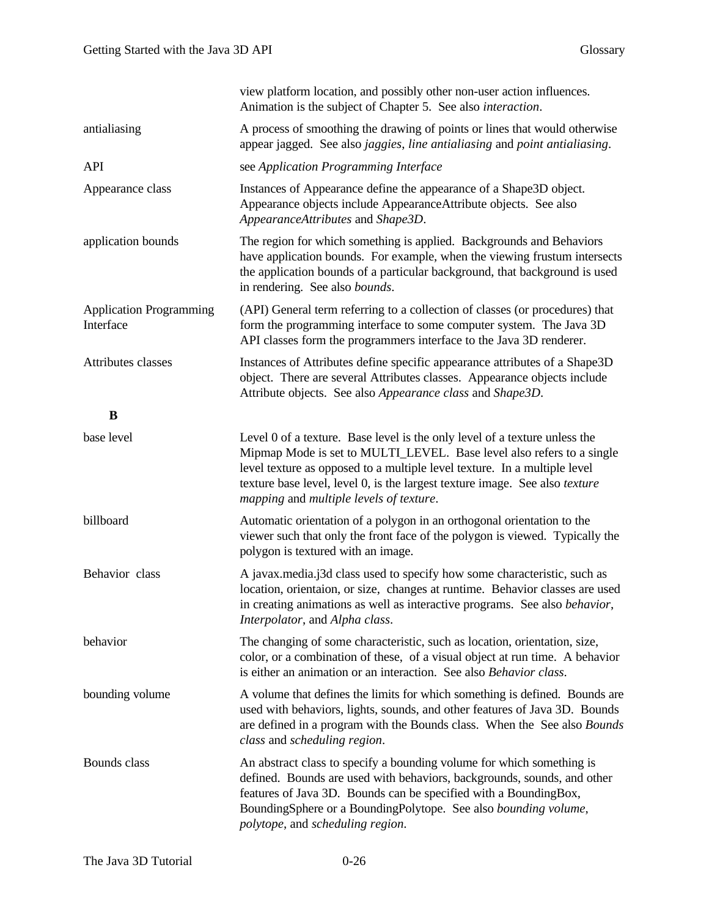| | |
|---|---|
| | view platform location, and possibly other non-user action influences. Animation is the subject of Chapter 5. See also *interaction*. |
| antialiasing | A process of smoothing the drawing of points or lines that would otherwise appear jagged. See also *jaggies, line antialiasing* and *point antialiasing*. |
| API | see *Application Programming Interface* |
| Appearance class | Instances of Appearance define the appearance of a Shape3D object. Appearance objects include AppearanceAttribute objects. See also *AppearanceAttributes* and *Shape3D*. |
| application bounds | The region for which something is applied. Backgrounds and Behaviors have application bounds. For example, when the viewing frustum intersects the application bounds of a particular background, that background is used in rendering. See also *bounds*. |
| Application Programming Interface | (API) General term referring to a collection of classes (or procedures) that form the programming interface to some computer system. The Java 3D API classes form the programmers interface to the Java 3D renderer. |
| Attributes classes | Instances of Attributes define specific appearance attributes of a Shape3D object. There are several Attributes classes. Appearance objects include Attribute objects. See also *Appearance class* and *Shape3D*. |

**B**

| | |
|---|---|
| base level | Level 0 of a texture. Base level is the only level of a texture unless the Mipmap Mode is set to MULTI_LEVEL. Base level also refers to a single level texture as opposed to a multiple level texture. In a multiple level texture base level, level 0, is the largest texture image. See also *texture mapping* and *multiple levels of texture*. |
| billboard | Automatic orientation of a polygon in an orthogonal orientation to the viewer such that only the front face of the polygon is viewed. Typically the polygon is textured with an image. |
| Behavior class | A javax.media.j3d class used to specify how some characteristic, such as location, orientaion, or size, changes at runtime. Behavior classes are used in creating animations as well as interactive programs. See also *behavior*, *Interpolator*, and *Alpha class*. |
| behavior | The changing of some characteristic, such as location, orientation, size, color, or a combination of these, of a visual object at run time. A behavior is either an animation or an interaction. See also *Behavior class*. |
| bounding volume | A volume that defines the limits for which something is defined. Bounds are used with behaviors, lights, sounds, and other features of Java 3D. Bounds are defined in a program with the Bounds class. When the See also *Bounds class* and *scheduling region*. |
| Bounds class | An abstract class to specify a bounding volume for which something is defined. Bounds are used with behaviors, backgrounds, sounds, and other features of Java 3D. Bounds can be specified with a BoundingBox, BoundingSphere or a BoundingPolytope. See also *bounding volume*, *polytope*, and *scheduling region*. |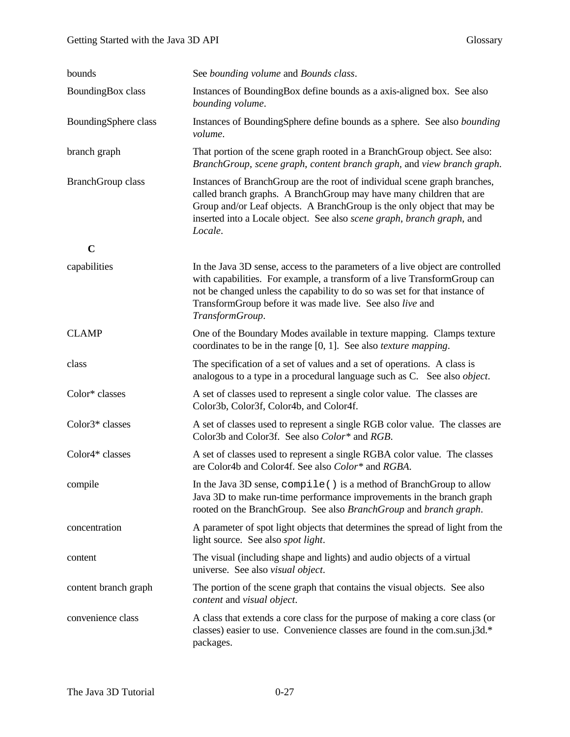bounds — See *bounding volume* and *Bounds class*.

BoundingBox class — Instances of BoundingBox define bounds as a axis-aligned box. See also *bounding volume*.

BoundingSphere class — Instances of BoundingSphere define bounds as a sphere. See also *bounding volume*.

branch graph — That portion of the scene graph rooted in a BranchGroup object. See also: *BranchGroup*, *scene graph*, *content branch graph*, and *view branch graph*.

BranchGroup class — Instances of BranchGroup are the root of individual scene graph branches, called branch graphs. A BranchGroup may have many children that are Group and/or Leaf objects. A BranchGroup is the only object that may be inserted into a Locale object. See also *scene graph*, *branch graph*, and *Locale*.

## C

capabilities — In the Java 3D sense, access to the parameters of a live object are controlled with capabilities. For example, a transform of a live TransformGroup can not be changed unless the capability to do so was set for that instance of TransformGroup before it was made live. See also *live* and *TransformGroup*.

CLAMP — One of the Boundary Modes available in texture mapping. Clamps texture coordinates to be in the range [0, 1]. See also *texture mapping*.

class — The specification of a set of values and a set of operations. A class is analogous to a type in a procedural language such as C. See also *object*.

Color* classes — A set of classes used to represent a single color value. The classes are Color3b, Color3f, Color4b, and Color4f.

Color3* classes — A set of classes used to represent a single RGB color value. The classes are Color3b and Color3f. See also *Color** and *RGB*.

Color4* classes — A set of classes used to represent a single RGBA color value. The classes are Color4b and Color4f. See also *Color** and *RGBA*.

compile — In the Java 3D sense, `compile()` is a method of BranchGroup to allow Java 3D to make run-time performance improvements in the branch graph rooted on the BranchGroup. See also *BranchGroup* and *branch graph*.

concentration — A parameter of spot light objects that determines the spread of light from the light source. See also *spot light*.

content — The visual (including shape and lights) and audio objects of a virtual universe. See also *visual object*.

content branch graph — The portion of the scene graph that contains the visual objects. See also *content* and *visual object*.

convenience class — A class that extends a core class for the purpose of making a core class (or classes) easier to use. Convenience classes are found in the com.sun.j3d.* packages.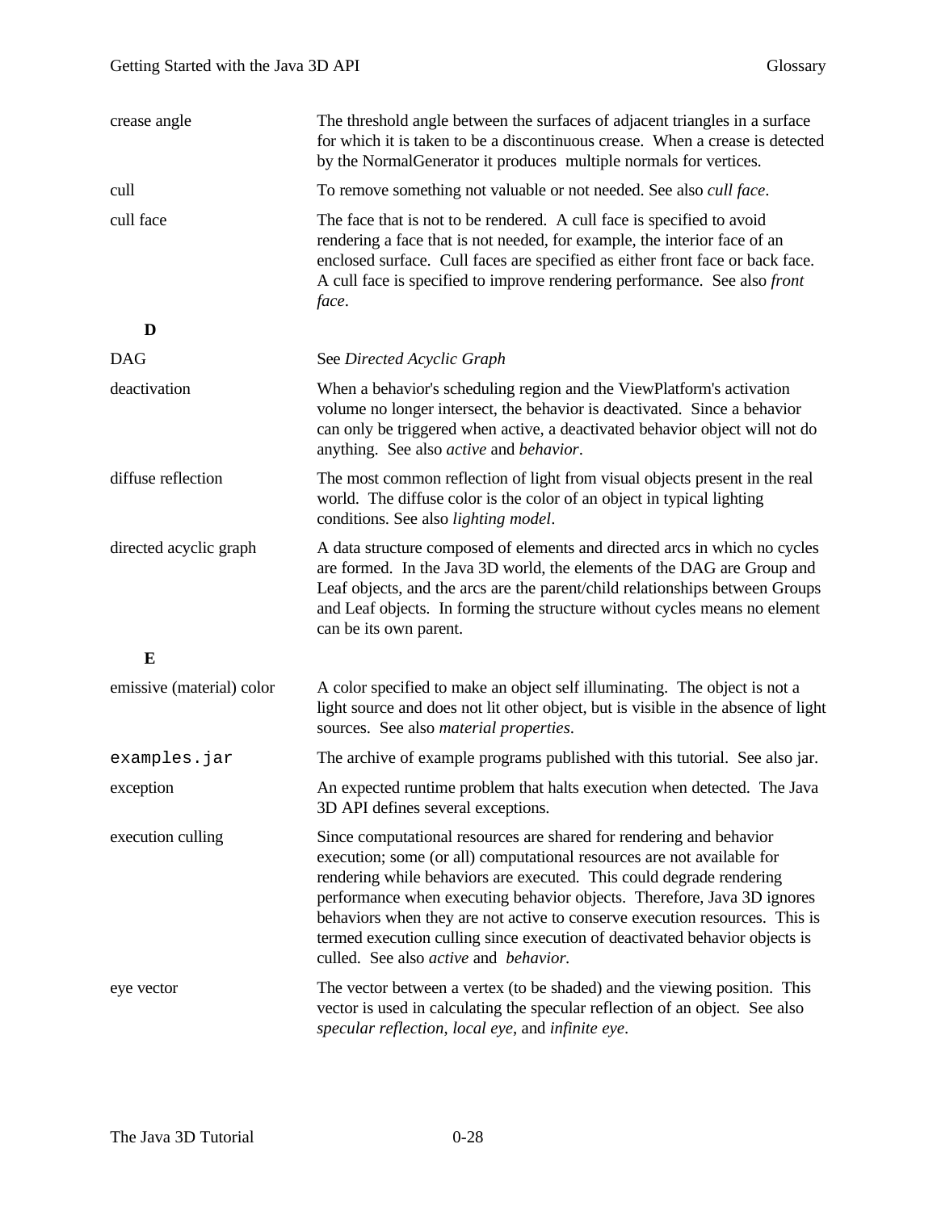crease angle — The threshold angle between the surfaces of adjacent triangles in a surface for which it is taken to be a discontinuous crease. When a crease is detected by the NormalGenerator it produces multiple normals for vertices.

cull — To remove something not valuable or not needed. See also *cull face*.

cull face — The face that is not to be rendered. A cull face is specified to avoid rendering a face that is not needed, for example, the interior face of an enclosed surface. Cull faces are specified as either front face or back face. A cull face is specified to improve rendering performance. See also *front face*.

**D**

DAG — See *Directed Acyclic Graph*

deactivation — When a behavior's scheduling region and the ViewPlatform's activation volume no longer intersect, the behavior is deactivated. Since a behavior can only be triggered when active, a deactivated behavior object will not do anything. See also *active* and *behavior*.

diffuse reflection — The most common reflection of light from visual objects present in the real world. The diffuse color is the color of an object in typical lighting conditions. See also *lighting model*.

directed acyclic graph — A data structure composed of elements and directed arcs in which no cycles are formed. In the Java 3D world, the elements of the DAG are Group and Leaf objects, and the arcs are the parent/child relationships between Groups and Leaf objects. In forming the structure without cycles means no element can be its own parent.

**E**

emissive (material) color — A color specified to make an object self illuminating. The object is not a light source and does not lit other object, but is visible in the absence of light sources. See also *material properties*.

`examples.jar` — The archive of example programs published with this tutorial. See also jar.

exception — An expected runtime problem that halts execution when detected. The Java 3D API defines several exceptions.

execution culling — Since computational resources are shared for rendering and behavior execution; some (or all) computational resources are not available for rendering while behaviors are executed. This could degrade rendering performance when executing behavior objects. Therefore, Java 3D ignores behaviors when they are not active to conserve execution resources. This is termed execution culling since execution of deactivated behavior objects is culled. See also *active* and *behavior.*

eye vector — The vector between a vertex (to be shaded) and the viewing position. This vector is used in calculating the specular reflection of an object. See also *specular reflection*, *local eye*, and *infinite eye*.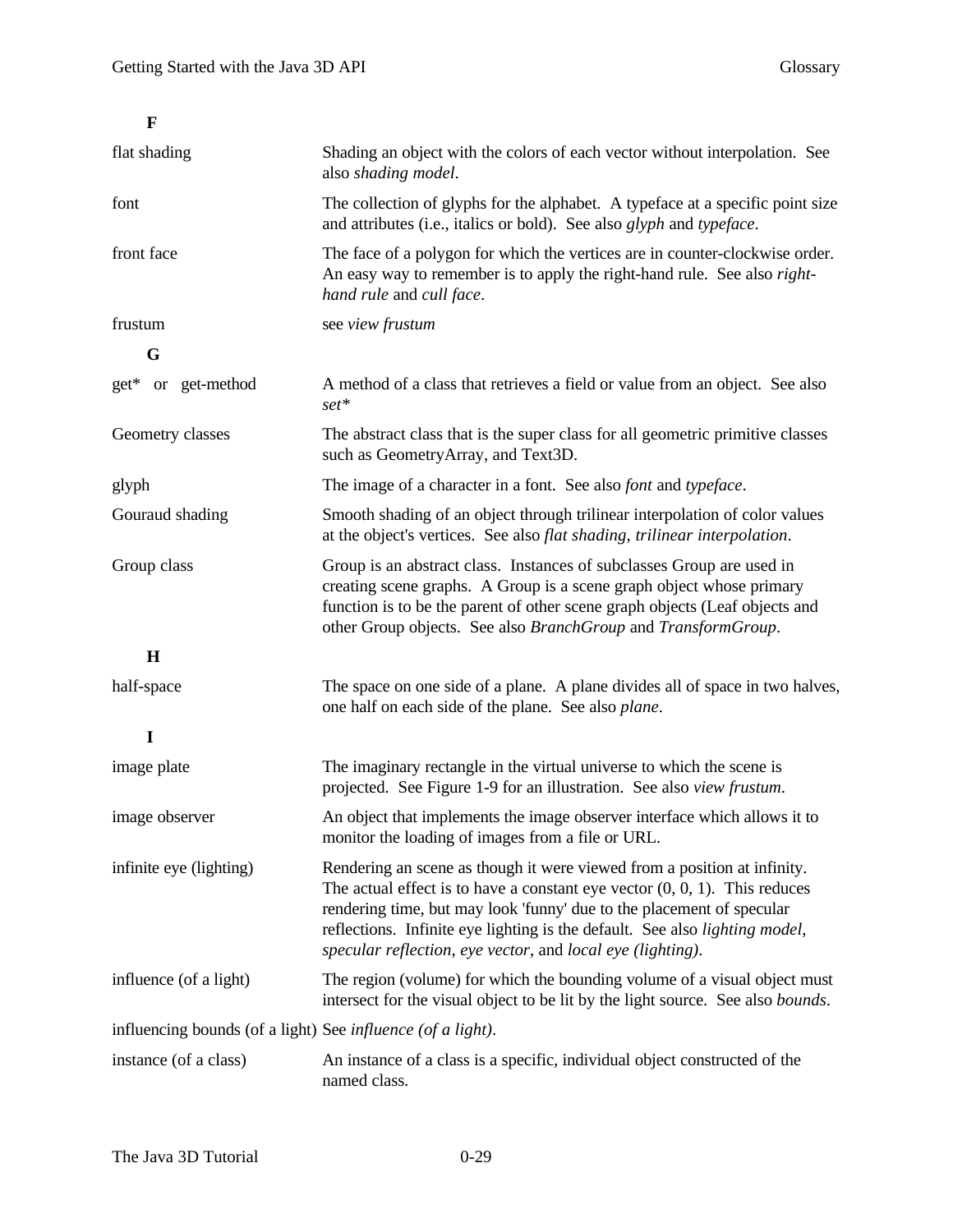### F

| | |
|---|---|
| flat shading | Shading an object with the colors of each vector without interpolation. See also *shading model*. |
| font | The collection of glyphs for the alphabet. A typeface at a specific point size and attributes (i.e., italics or bold). See also *glyph* and *typeface*. |
| front face | The face of a polygon for which the vertices are in counter-clockwise order. An easy way to remember is to apply the right-hand rule. See also *right-hand rule* and *cull face*. |
| frustum | see *view frustum* |

### G

| | |
|---|---|
| get* or get-method | A method of a class that retrieves a field or value from an object. See also *set** |
| Geometry classes | The abstract class that is the super class for all geometric primitive classes such as GeometryArray, and Text3D. |
| glyph | The image of a character in a font. See also *font* and *typeface*. |
| Gouraud shading | Smooth shading of an object through trilinear interpolation of color values at the object's vertices. See also *flat shading*, *trilinear interpolation*. |
| Group class | Group is an abstract class. Instances of subclasses Group are used in creating scene graphs. A Group is a scene graph object whose primary function is to be the parent of other scene graph objects (Leaf objects and other Group objects. See also *BranchGroup* and *TransformGroup*. |

### H

| | |
|---|---|
| half-space | The space on one side of a plane. A plane divides all of space in two halves, one half on each side of the plane. See also *plane*. |

### I

| | |
|---|---|
| image plate | The imaginary rectangle in the virtual universe to which the scene is projected. See Figure 1-9 for an illustration. See also *view frustum*. |
| image observer | An object that implements the image observer interface which allows it to monitor the loading of images from a file or URL. |
| infinite eye (lighting) | Rendering an scene as though it were viewed from a position at infinity. The actual effect is to have a constant eye vector (0, 0, 1). This reduces rendering time, but may look 'funny' due to the placement of specular reflections. Infinite eye lighting is the default. See also *lighting model*, *specular reflection*, *eye vector*, and *local eye (lighting)*. |
| influence (of a light) | The region (volume) for which the bounding volume of a visual object must intersect for the visual object to be lit by the light source. See also *bounds*. |
| influencing bounds (of a light) | See *influence (of a light)*. |
| instance (of a class) | An instance of a class is a specific, individual object constructed of the named class. |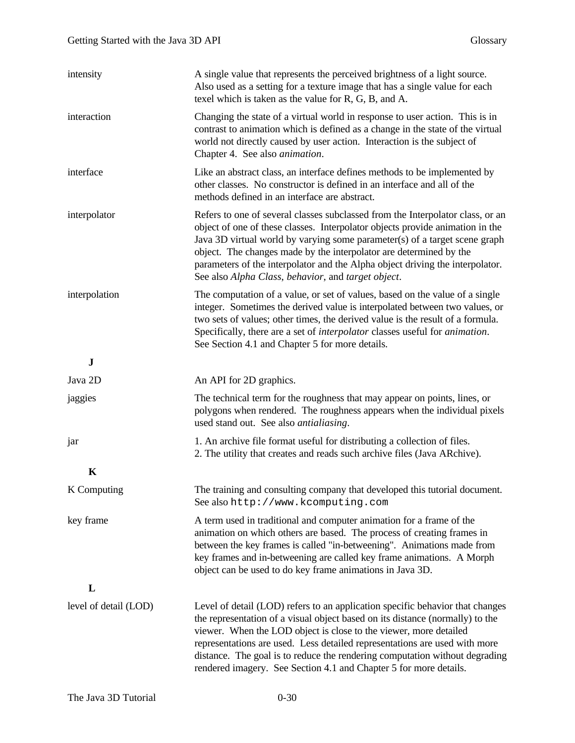**intensity** — A single value that represents the perceived brightness of a light source. Also used as a setting for a texture image that has a single value for each texel which is taken as the value for R, G, B, and A.

**interaction** — Changing the state of a virtual world in response to user action. This is in contrast to animation which is defined as a change in the state of the virtual world not directly caused by user action. Interaction is the subject of Chapter 4. See also *animation*.

**interface** — Like an abstract class, an interface defines methods to be implemented by other classes. No constructor is defined in an interface and all of the methods defined in an interface are abstract.

**interpolator** — Refers to one of several classes subclassed from the Interpolator class, or an object of one of these classes. Interpolator objects provide animation in the Java 3D virtual world by varying some parameter(s) of a target scene graph object. The changes made by the interpolator are determined by the parameters of the interpolator and the Alpha object driving the interpolator. See also *Alpha Class*, *behavior*, and *target object*.

**interpolation** — The computation of a value, or set of values, based on the value of a single integer. Sometimes the derived value is interpolated between two values, or two sets of values; other times, the derived value is the result of a formula. Specifically, there are a set of *interpolator* classes useful for *animation*. See Section 4.1 and Chapter 5 for more details.

## J

**Java 2D** — An API for 2D graphics.

**jaggies** — The technical term for the roughness that may appear on points, lines, or polygons when rendered. The roughness appears when the individual pixels used stand out. See also *antialiasing*.

**jar** — 1. An archive file format useful for distributing a collection of files.
2. The utility that creates and reads such archive files (Java ARchive).

## K

**K Computing** — The training and consulting company that developed this tutorial document. See also `http://www.kcomputing.com`

**key frame** — A term used in traditional and computer animation for a frame of the animation on which others are based. The process of creating frames in between the key frames is called "in-betweening". Animations made from key frames and in-betweening are called key frame animations. A Morph object can be used to do key frame animations in Java 3D.

## L

**level of detail (LOD)** — Level of detail (LOD) refers to an application specific behavior that changes the representation of a visual object based on its distance (normally) to the viewer. When the LOD object is close to the viewer, more detailed representations are used. Less detailed representations are used with more distance. The goal is to reduce the rendering computation without degrading rendered imagery. See Section 4.1 and Chapter 5 for more details.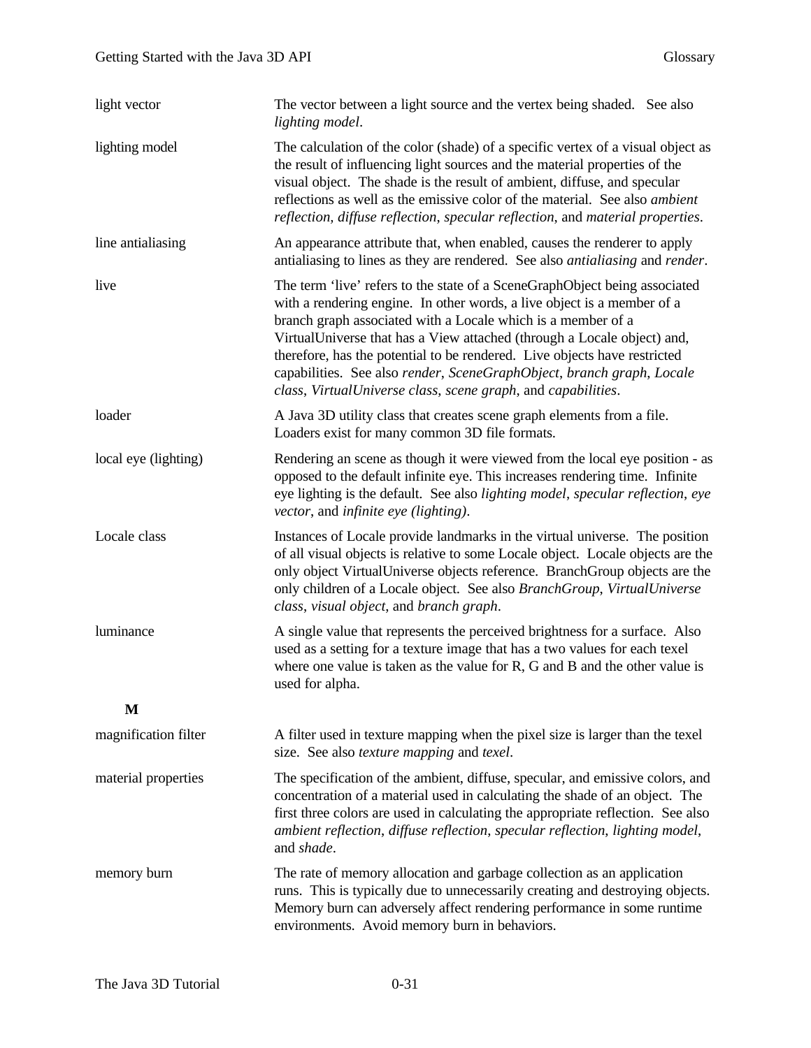| | |
|---|---|
| light vector | The vector between a light source and the vertex being shaded. See also *lighting model*. |
| lighting model | The calculation of the color (shade) of a specific vertex of a visual object as the result of influencing light sources and the material properties of the visual object. The shade is the result of ambient, diffuse, and specular reflections as well as the emissive color of the material. See also *ambient reflection*, *diffuse reflection*, *specular reflection*, and *material properties*. |
| line antialiasing | An appearance attribute that, when enabled, causes the renderer to apply antialiasing to lines as they are rendered. See also *antialiasing* and *render*. |
| live | The term 'live' refers to the state of a SceneGraphObject being associated with a rendering engine. In other words, a live object is a member of a branch graph associated with a Locale which is a member of a VirtualUniverse that has a View attached (through a Locale object) and, therefore, has the potential to be rendered. Live objects have restricted capabilities. See also *render*, *SceneGraphObject*, *branch graph*, *Locale class*, *VirtualUniverse class*, *scene graph*, and *capabilities*. |
| loader | A Java 3D utility class that creates scene graph elements from a file. Loaders exist for many common 3D file formats. |
| local eye (lighting) | Rendering an scene as though it were viewed from the local eye position - as opposed to the default infinite eye. This increases rendering time. Infinite eye lighting is the default. See also *lighting model*, *specular reflection*, *eye vector*, and *infinite eye (lighting)*. |
| Locale class | Instances of Locale provide landmarks in the virtual universe. The position of all visual objects is relative to some Locale object. Locale objects are the only object VirtualUniverse objects reference. BranchGroup objects are the only children of a Locale object. See also *BranchGroup*, *VirtualUniverse class*, *visual object*, and *branch graph*. |
| luminance | A single value that represents the perceived brightness for a surface. Also used as a setting for a texture image that has a two values for each texel where one value is taken as the value for R, G and B and the other value is used for alpha. |

**M**

| | |
|---|---|
| magnification filter | A filter used in texture mapping when the pixel size is larger than the texel size. See also *texture mapping* and *texel*. |
| material properties | The specification of the ambient, diffuse, specular, and emissive colors, and concentration of a material used in calculating the shade of an object. The first three colors are used in calculating the appropriate reflection. See also *ambient reflection*, *diffuse reflection*, *specular reflection*, *lighting model*, and *shade*. |
| memory burn | The rate of memory allocation and garbage collection as an application runs. This is typically due to unnecessarily creating and destroying objects. Memory burn can adversely affect rendering performance in some runtime environments. Avoid memory burn in behaviors. |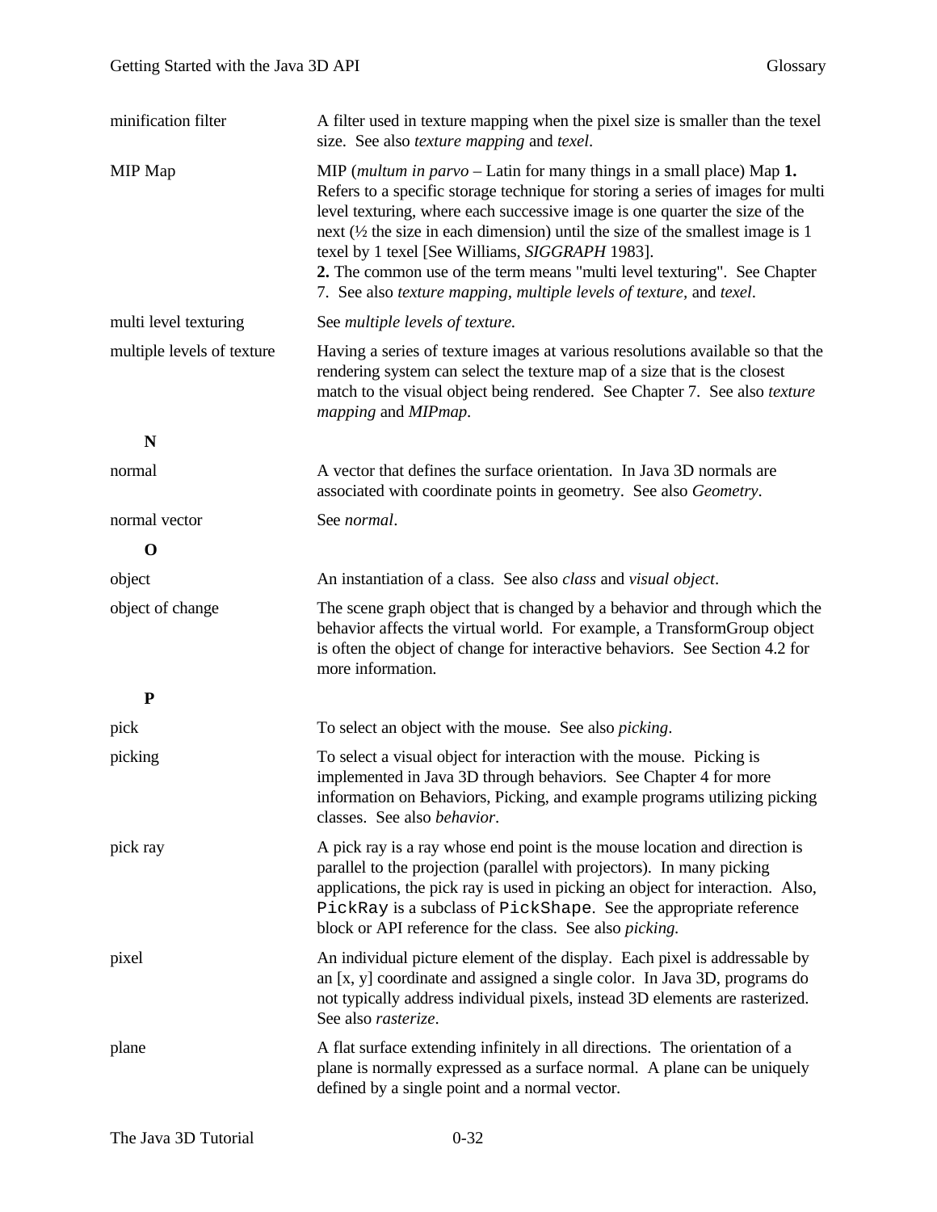| | |
|---|---|
| minification filter | A filter used in texture mapping when the pixel size is smaller than the texel size. See also *texture mapping* and *texel*. |
| MIP Map | MIP (*multum in parvo* – Latin for many things in a small place) Map **1.** Refers to a specific storage technique for storing a series of images for multi level texturing, where each successive image is one quarter the size of the next (½ the size in each dimension) until the size of the smallest image is 1 texel by 1 texel [See Williams, *SIGGRAPH* 1983]. **2.** The common use of the term means "multi level texturing". See Chapter 7. See also *texture mapping, multiple levels of texture,* and *texel*. |
| multi level texturing | See *multiple levels of texture.* |
| multiple levels of texture | Having a series of texture images at various resolutions available so that the rendering system can select the texture map of a size that is the closest match to the visual object being rendered. See Chapter 7. See also *texture mapping* and *MIPmap*. |
| **N** | |
| normal | A vector that defines the surface orientation. In Java 3D normals are associated with coordinate points in geometry. See also *Geometry*. |
| normal vector | See *normal*. |
| **O** | |
| object | An instantiation of a class. See also *class* and *visual object*. |
| object of change | The scene graph object that is changed by a behavior and through which the behavior affects the virtual world. For example, a TransformGroup object is often the object of change for interactive behaviors. See Section 4.2 for more information. |
| **P** | |
| pick | To select an object with the mouse. See also *picking*. |
| picking | To select a visual object for interaction with the mouse. Picking is implemented in Java 3D through behaviors. See Chapter 4 for more information on Behaviors, Picking, and example programs utilizing picking classes. See also *behavior*. |
| pick ray | A pick ray is a ray whose end point is the mouse location and direction is parallel to the projection (parallel with projectors). In many picking applications, the pick ray is used in picking an object for interaction. Also, `PickRay` is a subclass of `PickShape`. See the appropriate reference block or API reference for the class. See also *picking.* |
| pixel | An individual picture element of the display. Each pixel is addressable by an [x, y] coordinate and assigned a single color. In Java 3D, programs do not typically address individual pixels, instead 3D elements are rasterized. See also *rasterize*. |
| plane | A flat surface extending infinitely in all directions. The orientation of a plane is normally expressed as a surface normal. A plane can be uniquely defined by a single point and a normal vector. |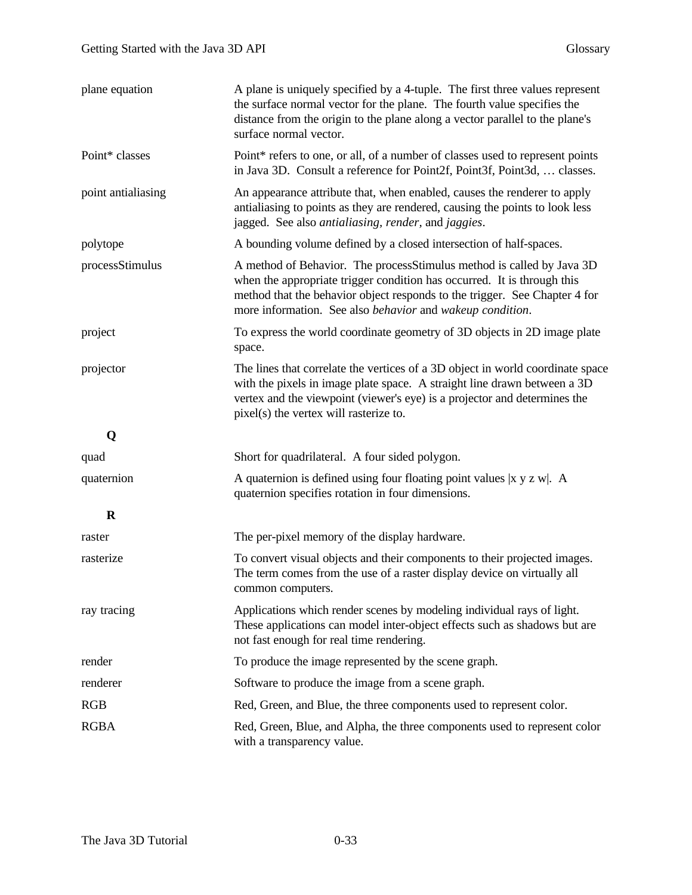| | |
|---|---|
| plane equation | A plane is uniquely specified by a 4-tuple. The first three values represent the surface normal vector for the plane. The fourth value specifies the distance from the origin to the plane along a vector parallel to the plane's surface normal vector. |
| Point* classes | Point* refers to one, or all, of a number of classes used to represent points in Java 3D. Consult a reference for Point2f, Point3f, Point3d, … classes. |
| point antialiasing | An appearance attribute that, when enabled, causes the renderer to apply antialiasing to points as they are rendered, causing the points to look less jagged. See also *antialiasing, render,* and *jaggies*. |
| polytope | A bounding volume defined by a closed intersection of half-spaces. |
| processStimulus | A method of Behavior. The processStimulus method is called by Java 3D when the appropriate trigger condition has occurred. It is through this method that the behavior object responds to the trigger. See Chapter 4 for more information. See also *behavior* and *wakeup condition*. |
| project | To express the world coordinate geometry of 3D objects in 2D image plate space. |
| projector | The lines that correlate the vertices of a 3D object in world coordinate space with the pixels in image plate space. A straight line drawn between a 3D vertex and the viewpoint (viewer's eye) is a projector and determines the pixel(s) the vertex will rasterize to. |

**Q**

| | |
|---|---|
| quad | Short for quadrilateral. A four sided polygon. |
| quaternion | A quaternion is defined using four floating point values \|x y z w\|. A quaternion specifies rotation in four dimensions. |

**R**

| | |
|---|---|
| raster | The per-pixel memory of the display hardware. |
| rasterize | To convert visual objects and their components to their projected images. The term comes from the use of a raster display device on virtually all common computers. |
| ray tracing | Applications which render scenes by modeling individual rays of light. These applications can model inter-object effects such as shadows but are not fast enough for real time rendering. |
| render | To produce the image represented by the scene graph. |
| renderer | Software to produce the image from a scene graph. |
| RGB | Red, Green, and Blue, the three components used to represent color. |
| RGBA | Red, Green, Blue, and Alpha, the three components used to represent color with a transparency value. |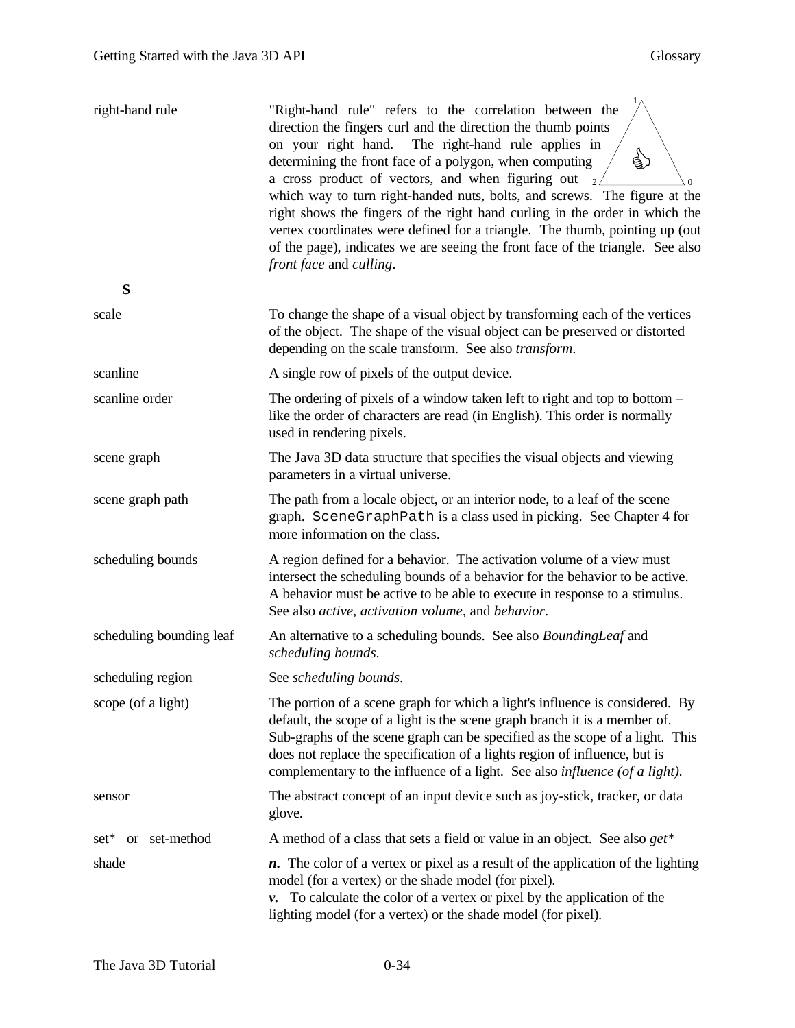**right-hand rule**
"Right-hand rule" refers to the correlation between the direction the fingers curl and the direction the thumb points on your right hand. The right-hand rule applies in determining the front face of a polygon, when computing a cross product of vectors, and when figuring out which way to turn right-handed nuts, bolts, and screws. The figure at the right shows the fingers of the right hand curling in the order in which the vertex coordinates were defined for a triangle. The thumb, pointing up (out of the page), indicates we are seeing the front face of the triangle. See also *front face* and *culling*.

## S

**scale**
To change the shape of a visual object by transforming each of the vertices of the object. The shape of the visual object can be preserved or distorted depending on the scale transform. See also *transform*.

**scanline**
A single row of pixels of the output device.

**scanline order**
The ordering of pixels of a window taken left to right and top to bottom – like the order of characters are read (in English). This order is normally used in rendering pixels.

**scene graph**
The Java 3D data structure that specifies the visual objects and viewing parameters in a virtual universe.

**scene graph path**
The path from a locale object, or an interior node, to a leaf of the scene graph. `SceneGraphPath` is a class used in picking. See Chapter 4 for more information on the class.

**scheduling bounds**
A region defined for a behavior. The activation volume of a view must intersect the scheduling bounds of a behavior for the behavior to be active. A behavior must be active to be able to execute in response to a stimulus. See also *active*, *activation volume*, and *behavior*.

**scheduling bounding leaf**
An alternative to a scheduling bounds. See also *BoundingLeaf* and *scheduling bounds*.

**scheduling region**
See *scheduling bounds*.

**scope (of a light)**
The portion of a scene graph for which a light's influence is considered. By default, the scope of a light is the scene graph branch it is a member of. Sub-graphs of the scene graph can be specified as the scope of a light. This does not replace the specification of a lights region of influence, but is complementary to the influence of a light. See also *influence (of a light)*.

**sensor**
The abstract concept of an input device such as joy-stick, tracker, or data glove.

**set* or set-method**
A method of a class that sets a field or value in an object. See also *get**

**shade**
***n.*** The color of a vertex or pixel as a result of the application of the lighting model (for a vertex) or the shade model (for pixel).
***v.*** To calculate the color of a vertex or pixel by the application of the lighting model (for a vertex) or the shade model (for pixel).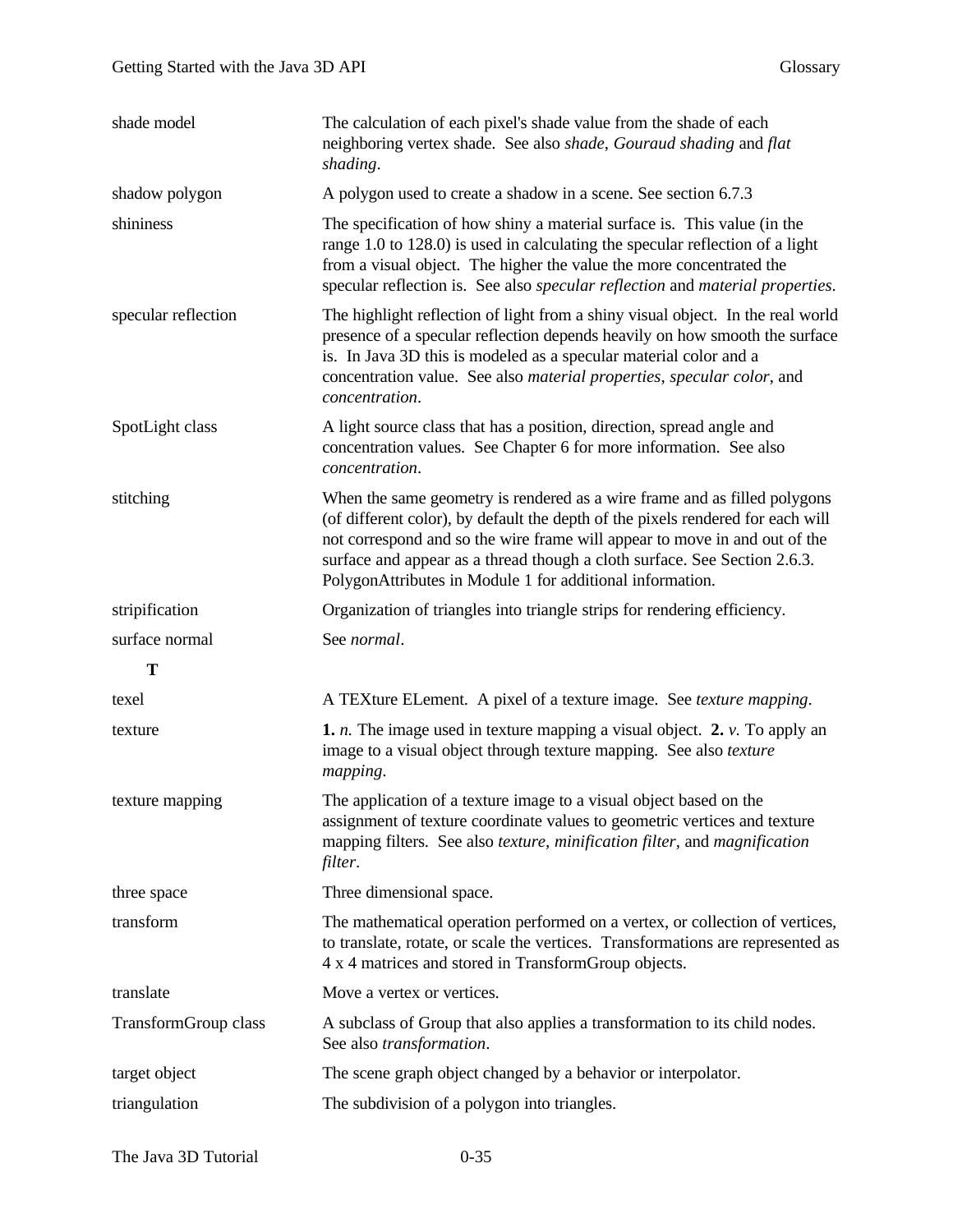| | |
|---|---|
| shade model | The calculation of each pixel's shade value from the shade of each neighboring vertex shade. See also *shade*, *Gouraud shading* and *flat shading*. |
| shadow polygon | A polygon used to create a shadow in a scene. See section 6.7.3 |
| shininess | The specification of how shiny a material surface is. This value (in the range 1.0 to 128.0) is used in calculating the specular reflection of a light from a visual object. The higher the value the more concentrated the specular reflection is. See also *specular reflection* and *material properties*. |
| specular reflection | The highlight reflection of light from a shiny visual object. In the real world presence of a specular reflection depends heavily on how smooth the surface is. In Java 3D this is modeled as a specular material color and a concentration value. See also *material properties*, *specular color*, and *concentration*. |
| SpotLight class | A light source class that has a position, direction, spread angle and concentration values. See Chapter 6 for more information. See also *concentration*. |
| stitching | When the same geometry is rendered as a wire frame and as filled polygons (of different color), by default the depth of the pixels rendered for each will not correspond and so the wire frame will appear to move in and out of the surface and appear as a thread though a cloth surface. See Section 2.6.3. PolygonAttributes in Module 1 for additional information. |
| stripification | Organization of triangles into triangle strips for rendering efficiency. |
| surface normal | See *normal*. |
| **T** | |
| texel | A TEXture ELement. A pixel of a texture image. See *texture mapping*. |
| texture | **1.** *n.* The image used in texture mapping a visual object. **2.** *v.* To apply an image to a visual object through texture mapping. See also *texture mapping*. |
| texture mapping | The application of a texture image to a visual object based on the assignment of texture coordinate values to geometric vertices and texture mapping filters. See also *texture*, *minification filter*, and *magnification filter*. |
| three space | Three dimensional space. |
| transform | The mathematical operation performed on a vertex, or collection of vertices, to translate, rotate, or scale the vertices. Transformations are represented as 4 x 4 matrices and stored in TransformGroup objects. |
| translate | Move a vertex or vertices. |
| TransformGroup class | A subclass of Group that also applies a transformation to its child nodes. See also *transformation*. |
| target object | The scene graph object changed by a behavior or interpolator. |
| triangulation | The subdivision of a polygon into triangles. |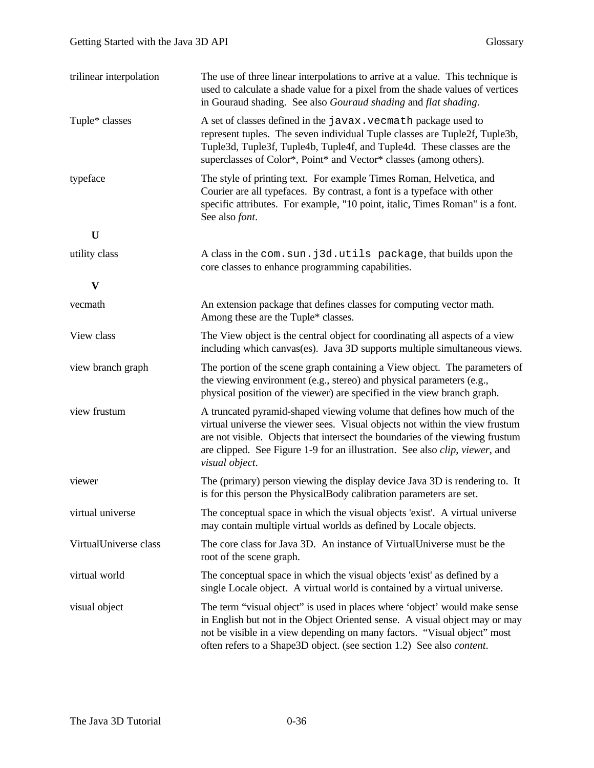| | |
|---|---|
| trilinear interpolation | The use of three linear interpolations to arrive at a value. This technique is used to calculate a shade value for a pixel from the shade values of vertices in Gouraud shading. See also *Gouraud shading* and *flat shading*. |
| Tuple* classes | A set of classes defined in the `javax.vecmath` package used to represent tuples. The seven individual Tuple classes are Tuple2f, Tuple3b, Tuple3d, Tuple3f, Tuple4b, Tuple4f, and Tuple4d. These classes are the superclasses of Color*, Point* and Vector* classes (among others). |
| typeface | The style of printing text. For example Times Roman, Helvetica, and Courier are all typefaces. By contrast, a font is a typeface with other specific attributes. For example, "10 point, italic, Times Roman" is a font. See also *font*. |

**U**

| | |
|---|---|
| utility class | A class in the `com.sun.j3d.utils package`, that builds upon the core classes to enhance programming capabilities. |

**V**

| | |
|---|---|
| vecmath | An extension package that defines classes for computing vector math. Among these are the Tuple* classes. |
| View class | The View object is the central object for coordinating all aspects of a view including which canvas(es). Java 3D supports multiple simultaneous views. |
| view branch graph | The portion of the scene graph containing a View object. The parameters of the viewing environment (e.g., stereo) and physical parameters (e.g., physical position of the viewer) are specified in the view branch graph. |
| view frustum | A truncated pyramid-shaped viewing volume that defines how much of the virtual universe the viewer sees. Visual objects not within the view frustum are not visible. Objects that intersect the boundaries of the viewing frustum are clipped. See Figure 1-9 for an illustration. See also *clip*, *viewer*, and *visual object*. |
| viewer | The (primary) person viewing the display device Java 3D is rendering to. It is for this person the PhysicalBody calibration parameters are set. |
| virtual universe | The conceptual space in which the visual objects 'exist'. A virtual universe may contain multiple virtual worlds as defined by Locale objects. |
| VirtualUniverse class | The core class for Java 3D. An instance of VirtualUniverse must be the root of the scene graph. |
| virtual world | The conceptual space in which the visual objects 'exist' as defined by a single Locale object. A virtual world is contained by a virtual universe. |
| visual object | The term "visual object" is used in places where 'object' would make sense in English but not in the Object Oriented sense. A visual object may or may not be visible in a view depending on many factors. "Visual object" most often refers to a Shape3D object. (see section 1.2) See also *content*. |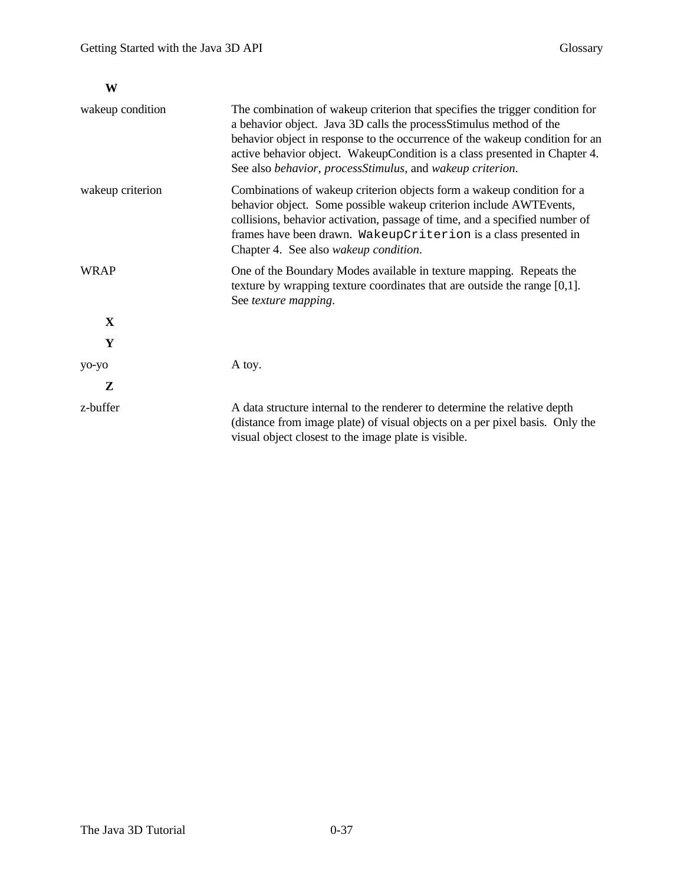### W

| | |
|---|---|
| wakeup condition | The combination of wakeup criterion that specifies the trigger condition for a behavior object. Java 3D calls the processStimulus method of the behavior object in response to the occurrence of the wakeup condition for an active behavior object. WakeupCondition is a class presented in Chapter 4. See also *behavior*, *processStimulus*, and *wakeup criterion*. |
| wakeup criterion | Combinations of wakeup criterion objects form a wakeup condition for a behavior object. Some possible wakeup criterion include AWTEvents, collisions, behavior activation, passage of time, and a specified number of frames have been drawn. `WakeupCriterion` is a class presented in Chapter 4. See also *wakeup condition*. |
| WRAP | One of the Boundary Modes available in texture mapping. Repeats the texture by wrapping texture coordinates that are outside the range [0,1]. See *texture mapping*. |

### X

### Y

| | |
|---|---|
| yo-yo | A toy. |

### Z

| | |
|---|---|
| z-buffer | A data structure internal to the renderer to determine the relative depth (distance from image plate) of visual objects on a per pixel basis. Only the visual object closest to the image plate is visible. |